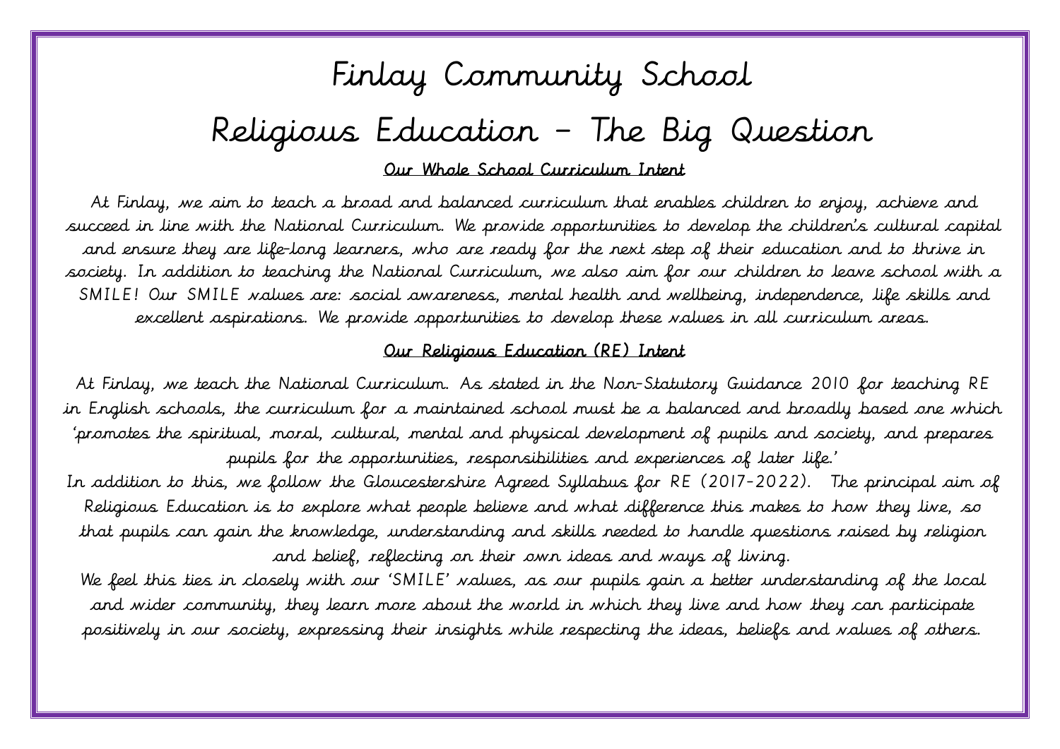# Finlay Community School

# Religious Education – The Big Question

## Our Whole School Curriculum Intent

At Finlay, we aim to teach a broad and balanced curriculum that enables children to enjoy, achieve and succeed in line with the National Curriculum. We provide opportunities to develop the children's cultural capital and ensure they are life-long learners, who are ready for the next step of their education and to thrive in society. In addition to teaching the National Curriculum, we also aim for our children to leave school with a SMILE! Our SMILE values are: social awareness, mental health and wellbeing, independence, life skills and excellent aspirations. We provide opportunities to develop these values in all curriculum areas.

## Our Religious Education (RE) Intent

At Finlay, we teach the National Curriculum. As stated in the Non-Statutory Guidance 2010 for teaching RE in English schools, the curriculum for a maintained school must be a balanced and broadly based one which 'promotes the spiritual, moral, cultural, mental and physical development of pupils and society, and prepares pupils for the opportunities, responsibilities and experiences of later life.'

In addition to this, we follow the Gloucestershire Agreed Syllabus for RE (2017-2022). The principal aim of Religious Education is to explore what people believe and what difference this makes to how they live, so that pupils can gain the knowledge, understanding and skills needed to handle questions raised by religion and belief, reflecting on their own ideas and ways of living.

We feel this ties in closely with our 'SMILE' values, as our pupils gain a better understanding of the local and wider community, they learn more about the world in which they live and how they can participate positively in our society, expressing their insights while respecting the ideas, beliefs and values of others.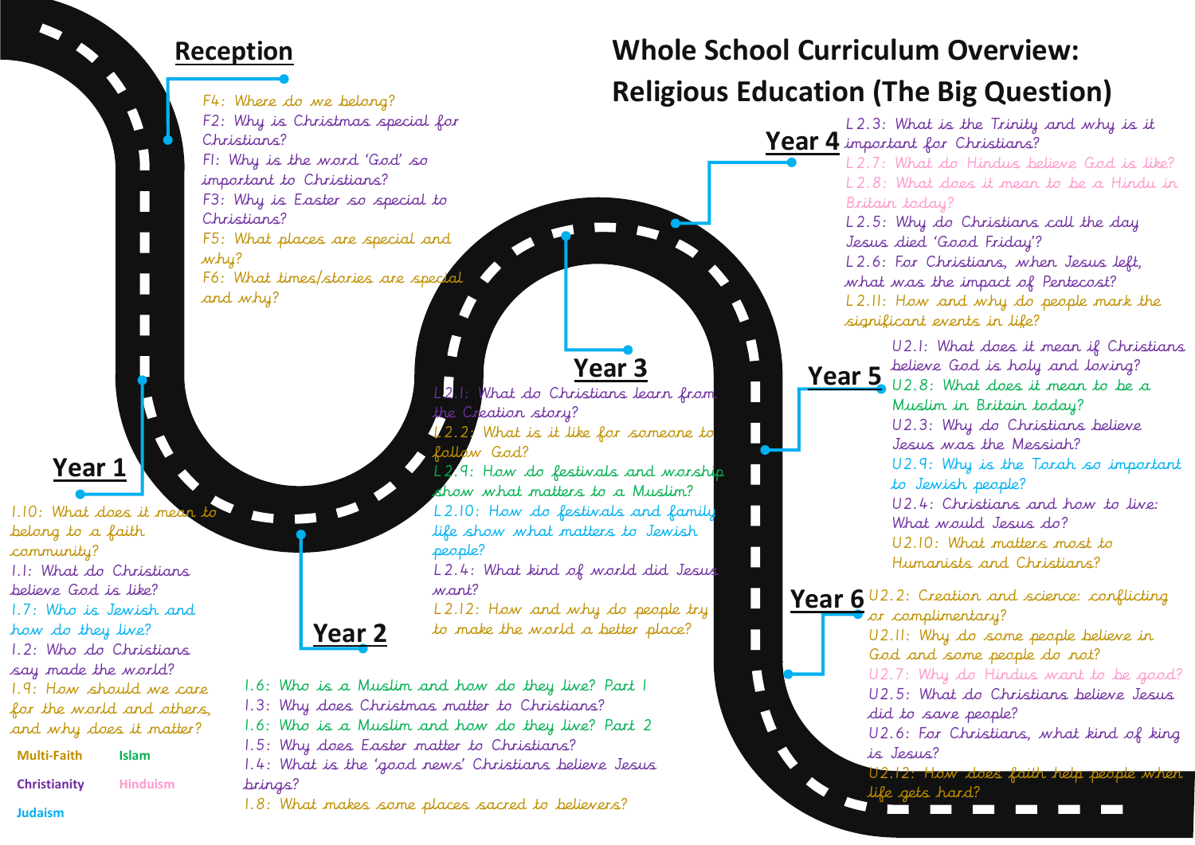# Whole School Curriculum Overview: Religious Education (The Big Question)

## Reception

- F4: Where do we belong?
- F2: Why is Christmas special for Christians?
- F1: Why is the word 'God' so important to Christians?
- F3: Why is Easter so special to Christians?
- F5: What places are special and why?
- F6: What times/stories are special and why?

## Year 1

- 1.10: What does it mean to belong to a faith community?
- 1.1: What do Christians believe God is like?
- 1.7: Who is Jewish and how do they live?
- 1.2: Who do Christians say made the world?
- 1.9: How should we care for the world and others, and why does it matter?

## Year 2

- 1.6: Who is a Muslim and how do they live? Part 1
- 1.3: Why does Christmas matter to Christians?
- 1.6: Who is a Muslim and how do they live? Part 2
- 1.5: Why does Easter matter to Christians?
- 1.4: What is the 'good news' Christians believe Jesus brings?
- 1.8: What makes some places sacred to believers?

## Year 3

- L2.1: What do Christians learn from the Creation story?
- L2.2: What is it like for someone to follow God?
- L2.9: How do festivals and worship show what matters to a Muslim?
- L2.10: How do festivals and family life show what matters to Jewish people?
- L2.4: What kind of world did Jesus want?
- L2.12: How and why do people try to make the world a better place?

## Year 4

- L2.3: What is the Trinity and why is it important for Christians?
- L2.7: What do Hindus believe God is like?
- L2.8: What does it mean to be a Hindu in Britain today?
- L2.5: Why do Christians call the day Jesus died 'Good Friday'?
- L2.6: For Christians, when Jesus left, what was the impact of Pentecost?
- L2.11: How and why do people mark the significant events in life?

## Year 5

- U2.1: What does it mean if Christians believe God is holy and loving?
- U2.8: What does it mean to be a Muslim in Britain today?
- U2.3: Why do Christians believe Jesus was the Messiah?
- U2.9: Why is the Torah so important to Jewish people?
- U2.4: Christians and how to live: What would Jesus do?
- U2.10: What matters most to Humanists and Christians?

## Year 6

- U2.2: Creation and science: conflicting or complimentary?
- U2.11: Why do some people believe in God and some people do not?
- U2.7: Why do Hindus want to be good?
- U2.5: What do Christians believe Jesus did to save people?
- U2.6: For Christians, what kind of king is Jesus?
- U2.12: How does faith help people when life gets hard?

**Key:**

- Multi-Faith
- Islam
- Christianity
- Hinduism
- Judaism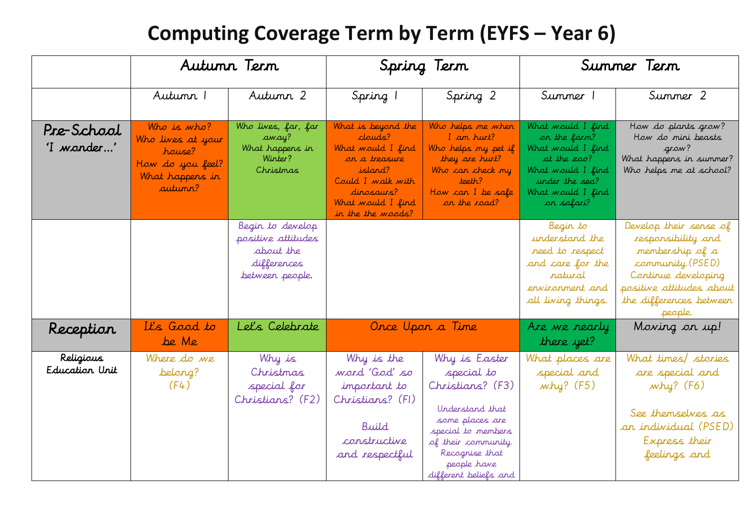# Computing Coverage Term by Term (EYFS – Year 6)

| | Autumn Term | | Spring Term | | Summer Term | |
|---|---|---|---|---|---|---|
| | Autumn 1 | Autumn 2 | Spring 1 | Spring 2 | Summer 1 | Summer 2 |
| **Pre-School 'I wonder…'** | Who is who? Who lives at your house? How do you feel? What happens in autumn? | Who lives, far, far away? What happens in Winter? Christmas | What is beyond the clouds? What would I find on a treasure island? Could I walk with dinosaurs? What would I find in the the woods? | Who helps me when I am hurt? Who helps my pet if they are hurt? Who can check my teeth? How can I be safe on the road? | What would I find on the farm? What would I find at the zoo? What would I find under the sea? What would I find on safari? | How do plants grow? How do mini beasts grow? What happens in summer? Who helps me at school? |
| | | Begin to develop positive attitudes about the differences between people. | | | Begin to understand the need to respect and care for the natural environment and all living things. | Develop their sense of responsibility and membership of a community.(PSED) Continue developing positive attitudes about the differences between people. |
| **Reception** | It's Good to be Me | Let's Celebrate | Once Upon a Time | | Are we nearly there yet? | Moving on up! |
| Religious Education Unit | Where do we belong? (F4) | Why is Christmas special for Christians? (F2) | Why is the word 'God' so important to Christians? (F1)<br><br>Build constructive and respectful | Why is Easter special to Christians? (F3)<br><br>Understand that some places are special to members of their community. Recognise that people have different beliefs and | What places are special and why? (F5) | What times/ stories are special and why? (F6)<br><br>See themselves as an individual (PSED) Express their feelings and |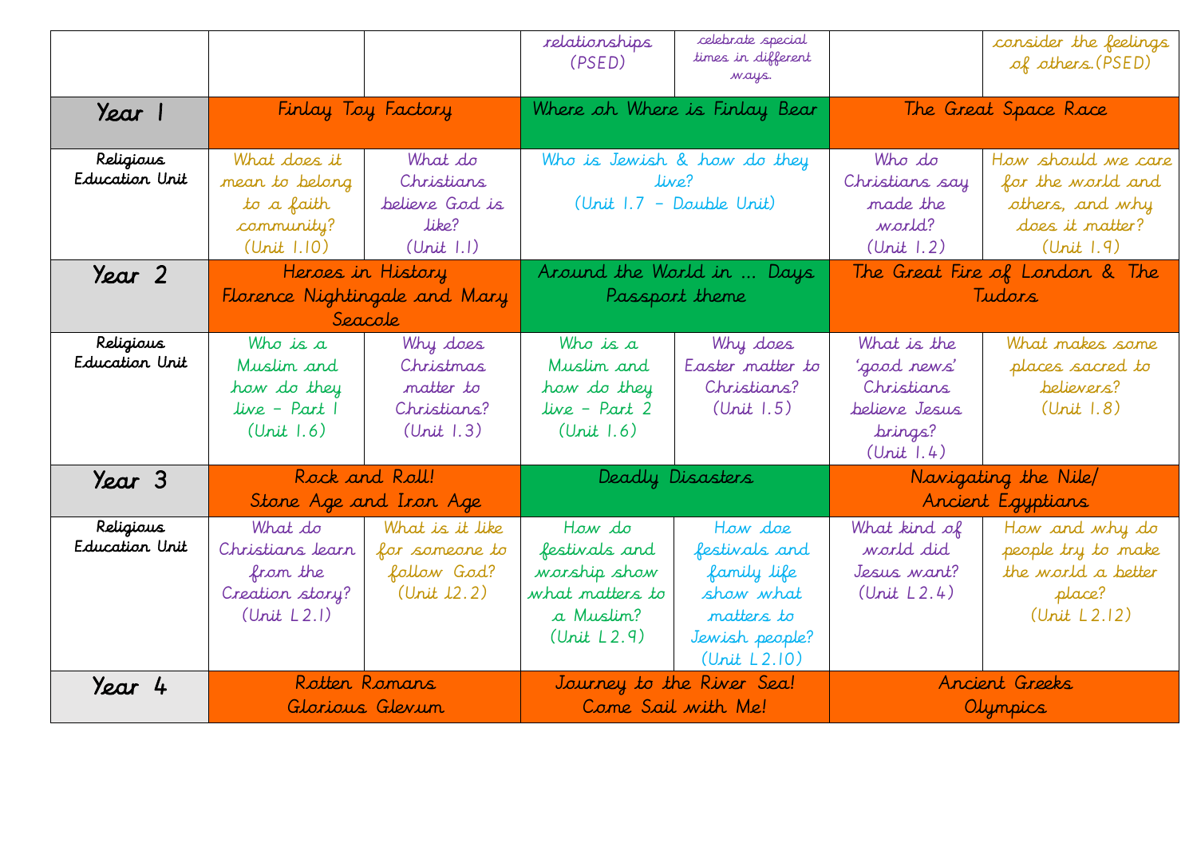| | | | | | | |
|---|---|---|---|---|---|---|
| | | | relationships (PSED) | celebrate special times in different ways. | | consider the feelings of others.(PSED) |
| **Year 1** | Finlay Toy Factory | | Where oh Where is Finlay Bear | | The Great Space Race | |
| **Religious Education Unit** | What does it mean to belong to a faith community? (Unit 1.10) | What do Christians believe God is like? (Unit 1.1) | Who is Jewish & how do they live? (Unit 1.7 – Double Unit) | | Who do Christians say made the world? (Unit 1.2) | How should we care for the world and others, and why does it matter? (Unit 1.9) |
| **Year 2** | Heroes in History Florence Nightingale and Mary Seacole | | Around the World in … Days Passport theme | | The Great Fire of London & The Tudors | |
| **Religious Education Unit** | Who is a Muslim and how do they live – Part 1 (Unit 1.6) | Why does Christmas matter to Christians? (Unit 1.3) | Who is a Muslim and how do they live – Part 2 (Unit 1.6) | Why does Easter matter to Christians? (Unit 1.5) | What is the 'good news' Christians believe Jesus brings? (Unit 1.4) | What makes some places sacred to believers? (Unit 1.8) |
| **Year 3** | Rock and Roll! Stone Age and Iron Age | | Deadly Disasters | | Navigating the Nile/ Ancient Egyptians | |
| **Religious Education Unit** | What do Christians learn from the Creation story? (Unit L2.1) | What is it like for someone to follow God? (Unit L2.2) | How do festivals and worship show what matters to a Muslim? (Unit L2.9) | How doe festivals and family life show what matters to Jewish people? (Unit L2.10) | What kind of world did Jesus want? (Unit L2.4) | How and why do people try to make the world a better place? (Unit L2.12) |
| **Year 4** | Rotten Romans Glorious Glevum | | Journey to the River Sea! Come Sail with Me! | | Ancient Greeks Olympics | |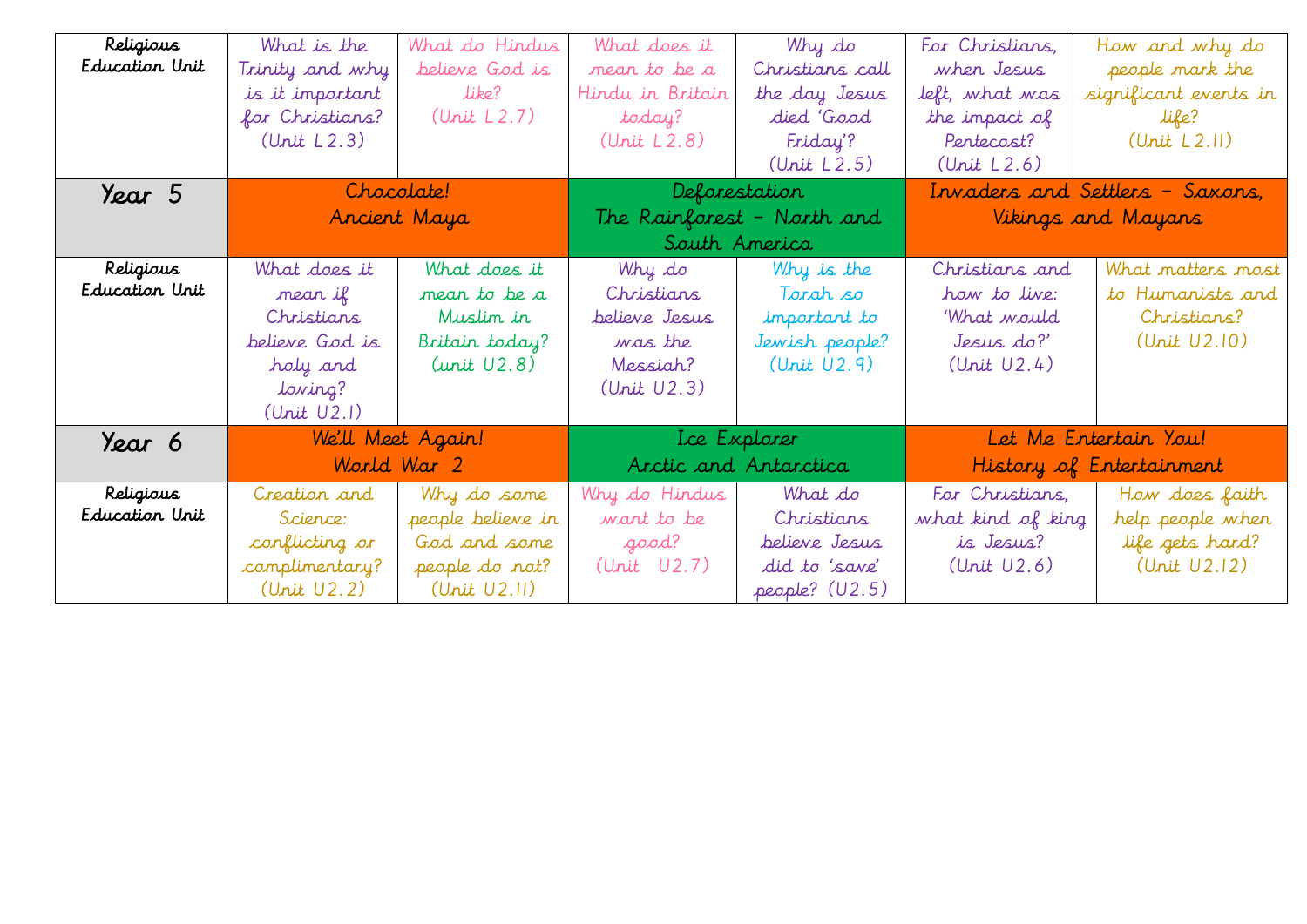| Religious Education Unit | What is the Trinity and why is it important for Christians? (Unit L2.3) | What do Hindus believe God is like? (Unit L2.7) | What does it mean to be a Hindu in Britain today? (Unit L2.8) | Why do Christians call the day Jesus died 'Good Friday'? (Unit L2.5) | For Christians, when Jesus left, what was the impact of Pentecost? (Unit L2.6) | How and why do people mark the significant events in life? (Unit L2.11) |
|---|---|---|---|---|---|---|
| **Year 5** | Chocolate! Ancient Maya | | Deforestation The Rainforest – North and South America | | Invaders and Settlers – Saxons, Vikings and Mayans | |
| Religious Education Unit | What does it mean if Christians believe God is holy and loving? (Unit U2.1) | What does it mean to be a Muslim in Britain today? (unit U2.8) | Why do Christians believe Jesus was the Messiah? (Unit U2.3) | Why is the Torah so important to Jewish people? (Unit U2.9) | Christians and how to live: 'What would Jesus do?' (Unit U2.4) | What matters most to Humanists and Christians? (Unit U2.10) |
| **Year 6** | We'll Meet Again! World War 2 | | Ice Explorer Arctic and Antarctica | | Let Me Entertain You! History of Entertainment | |
| Religious Education Unit | Creation and Science: conflicting or complimentary? (Unit U2.2) | Why do some people believe in God and some people do not? (Unit U2.11) | Why do Hindus want to be good? (Unit U2.7) | What do Christians believe Jesus did to 'save' people? (U2.5) | For Christians, what kind of king is Jesus? (Unit U2.6) | How does faith help people when life gets hard? (Unit U2.12) |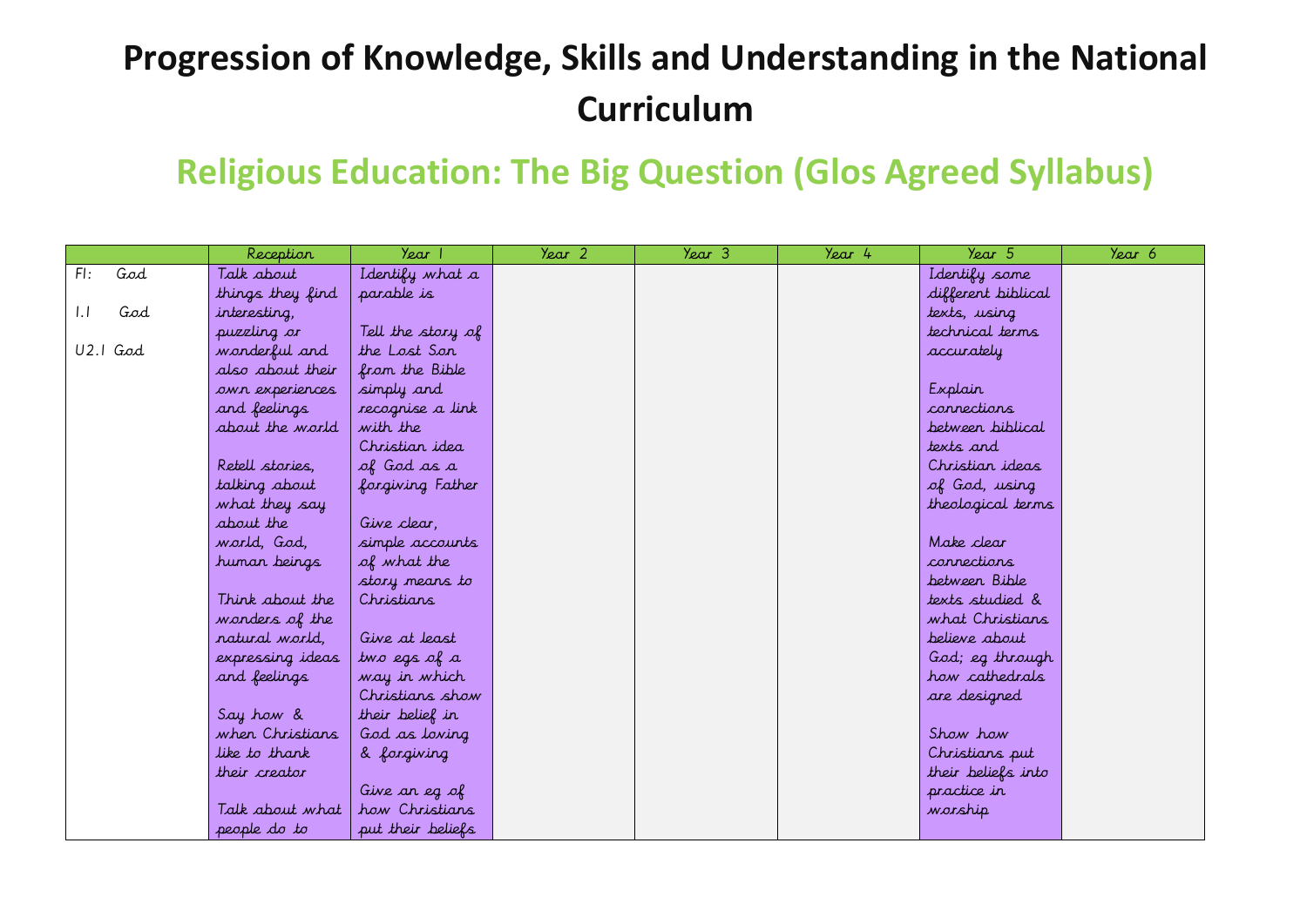# Progression of Knowledge, Skills and Understanding in the National Curriculum

## Religious Education: The Big Question (Glos Agreed Syllabus)

| | Reception | Year 1 | Year 2 | Year 3 | Year 4 | Year 5 | Year 6 |
|---|---|---|---|---|---|---|---|
| F1: God<br><br>1.1 God<br><br>U2.1 God | Talk about things they find interesting, puzzling or wonderful and also about their own experiences and feelings about the world<br><br>Retell stories, talking about what they say about the world, God, human beings<br><br>Think about the wonders of the natural world, expressing ideas and feelings<br><br>Say how & when Christians like to thank their creator<br><br>Talk about what people do to | Identify what a parable is<br><br>Tell the story of the Lost Son from the Bible simply and recognise a link with the Christian idea of God as a forgiving Father<br><br>Give clear, simple accounts of what the story means to Christians<br><br>Give at least two egs of a way in which Christians show their belief in God as loving & forgiving<br><br>Give an eg of how Christians put their beliefs | | | | Identify some different biblical texts, using technical terms accurately<br><br>Explain connections between biblical texts and Christian ideas of God, using theological terms<br><br>Make clear connections between Bible texts studied & what Christians believe about God; eg through how cathedrals are designed<br><br>Show how Christians put their beliefs into practice in worship | |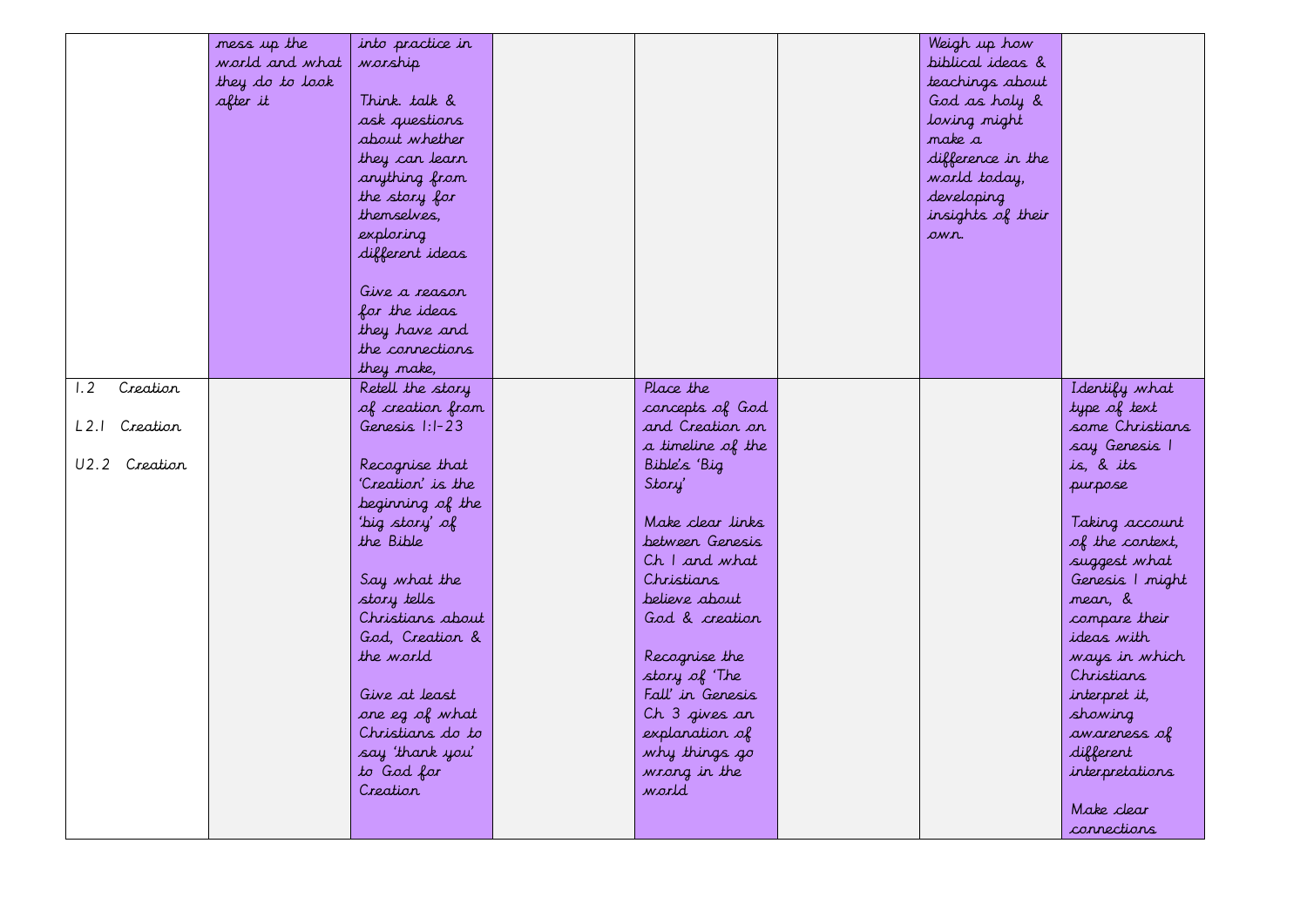| | | | | | | | |
|---|---|---|---|---|---|---|---|
| | mess up the world and what they do to look after it | into practice in worship<br><br>Think. talk & ask questions about whether they can learn anything from the story for themselves, exploring different ideas<br><br>Give a reason for the ideas they have and the connections they make, | | | | Weigh up how biblical ideas & teachings about God as holy & loving might make a difference in the world today, developing insights of their own. | |
| 1.2 Creation<br><br>L2.1 Creation<br><br>U2.2 Creation | | Retell the story of creation from Genesis 1:1-23<br><br>Recognise that 'Creation' is the beginning of the 'big story' of the Bible<br><br>Say what the story tells Christians about God, Creation & the world<br><br>Give at least one eg of what Christians do to say 'thank you' to God for Creation | | Place the concepts of God and Creation on a timeline of the Bible's 'Big Story'<br><br>Make clear links between Genesis Ch 1 and what Christians believe about God & creation<br><br>Recognise the story of 'The Fall' in Genesis Ch 3 gives an explanation of why things go wrong in the world | | | Identify what type of text some Christians say Genesis 1 is, & its purpose<br><br>Taking account of the context, suggest what Genesis 1 might mean, & compare their ideas with ways in which Christians interpret it, showing awareness of different interpretations<br><br>Make clear connections |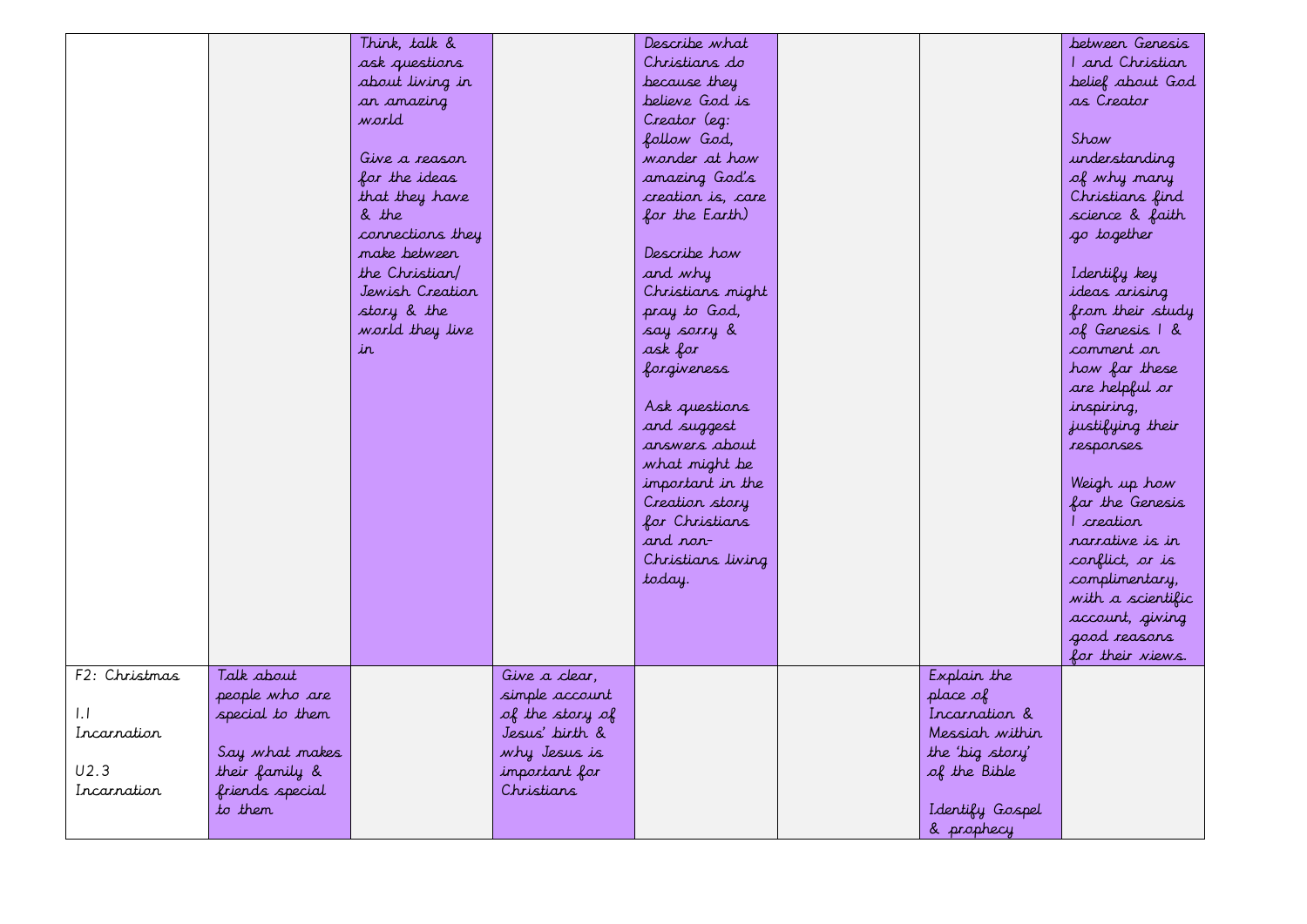| | | | | | | | |
|---|---|---|---|---|---|---|---|
| | | Think, talk & ask questions about living in an amazing world<br><br>Give a reason for the ideas that they have & the connections they make between the Christian/ Jewish Creation story & the world they live in | | Describe what Christians do because they believe God is Creator (eg: follow God, wonder at how amazing God's creation is, care for the Earth)<br><br>Describe how and why Christians might pray to God, say sorry & ask for forgiveness<br><br>Ask questions and suggest answers about what might be important in the Creation story for Christians and non-Christians living today. | | | between Genesis 1 and Christian belief about God as Creator<br><br>Show understanding of why many Christians find science & faith go together<br><br>Identify key ideas arising from their study of Genesis 1 & comment on how far these are helpful or inspiring, justifying their responses<br><br>Weigh up how far the Genesis 1 creation narrative is in conflict, or is complimentary, with a scientific account, giving good reasons for their views. |
| F2: Christmas<br><br>1.1 Incarnation<br><br>U2.3 Incarnation | Talk about people who are special to them<br><br>Say what makes their family & friends special to them | | Give a clear, simple account of the story of Jesus' birth & why Jesus is important for Christians | | | Explain the place of Incarnation & Messiah within the 'big story' of the Bible<br><br>Identify Gospel & prophecy | |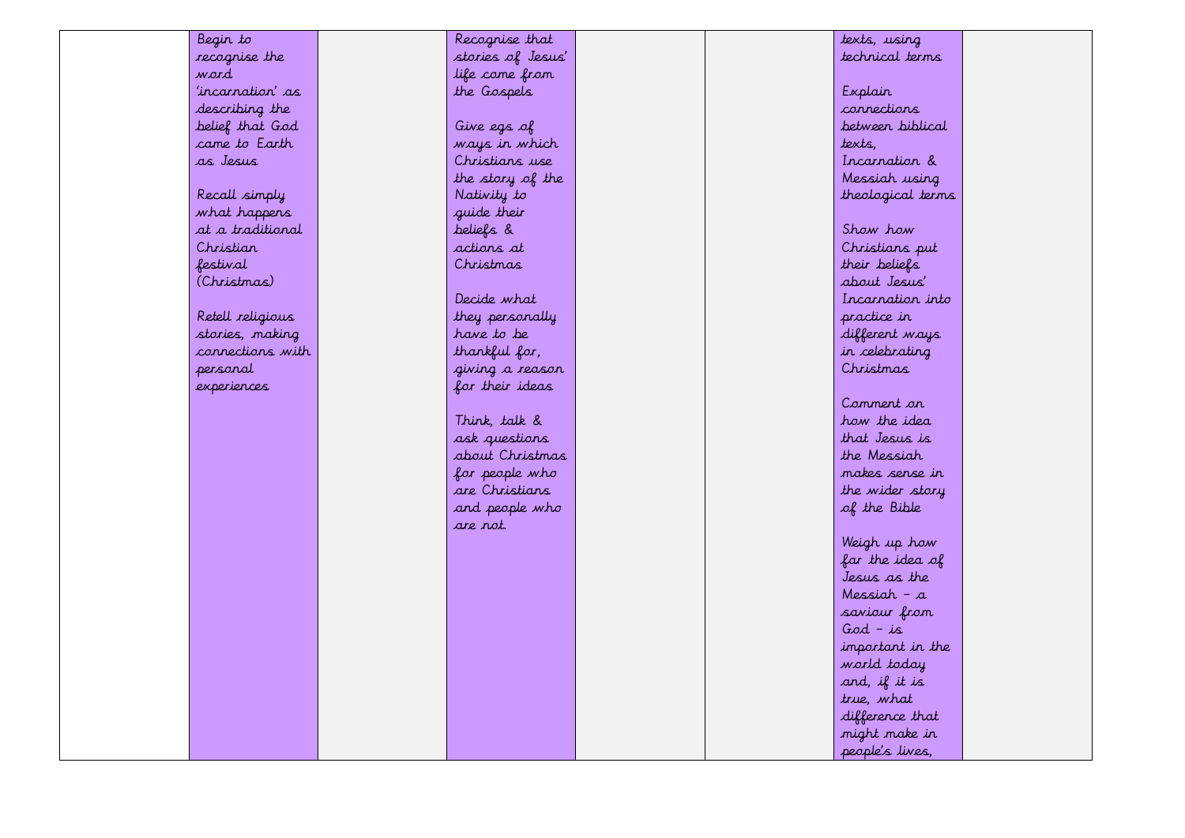|  |  |  |  |  |  |  |  |
|---|---|---|---|---|---|---|---|
|  | Begin to recognise the word 'incarnation' as describing the belief that God came to Earth as Jesus<br><br>Recall simply what happens at a traditional Christian festival (Christmas)<br><br>Retell religious stories, making connections with personal experiences |  | Recognise that stories of Jesus' life come from the Gospels<br><br>Give egs of ways in which Christians use the story of the Nativity to guide their beliefs & actions at Christmas<br><br>Decide what they personally have to be thankful for, giving a reason for their ideas<br><br>Think, talk & ask questions about Christmas for people who are Christians and people who are not. |  |  | texts, using technical terms<br><br>Explain connections between biblical texts, Incarnation & Messiah using theological terms<br><br>Show how Christians put their beliefs about Jesus' Incarnation into practice in different ways in celebrating Christmas<br><br>Comment on how the idea that Jesus is the Messiah makes sense in the wider story of the Bible<br><br>Weigh up how far the idea of Jesus as the Messiah – a saviour from God – is important in the world today and, if it is true, what difference that might make in people's lives, |  |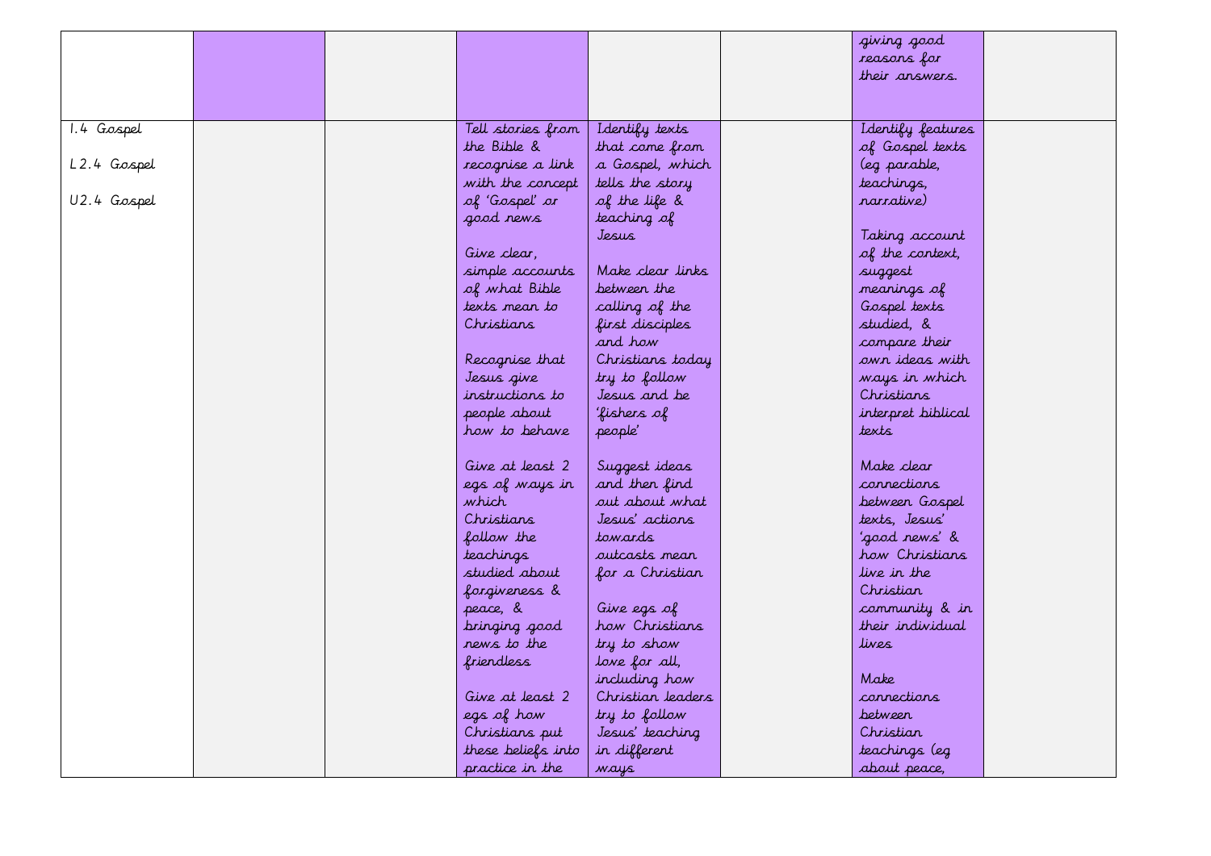|  |  |  |  |  |  |  |  |
|---|---|---|---|---|---|---|---|
|  |  |  |  |  |  | giving good reasons for their answers. |  |
| 1.4 Gospel<br><br>L2.4 Gospel<br><br>U2.4 Gospel |  |  | Tell stories from the Bible & recognise a link with the concept of 'Gospel' or good news<br><br>Give clear, simple accounts of what Bible texts mean to Christians<br><br>Recognise that Jesus give instructions to people about how to behave<br><br>Give at least 2 egs of ways in which Christians follow the teachings studied about forgiveness & peace, & bringing good news to the friendless<br><br>Give at least 2 egs of how Christians put these beliefs into practice in the | Identify texts that come from a Gospel, which tells the story of the life & teaching of Jesus<br><br>Make clear links between the calling of the first disciples and how Christians today try to follow Jesus and be 'fishers of people'<br><br>Suggest ideas and then find out about what Jesus' actions towards outcasts mean for a Christian<br><br>Give egs of how Christians try to show love for all, including how Christian leaders try to follow Jesus' teaching in different ways |  | Identify features of Gospel texts (eg parable, teachings, narrative)<br><br>Taking account of the context, suggest meanings of Gospel texts studied, & compare their own ideas with ways in which Christians interpret biblical texts<br><br>Make clear connections between Gospel texts, Jesus' 'good news' & how Christians live in the Christian community & in their individual lives<br><br>Make connections between Christian teachings (eg about peace, |  |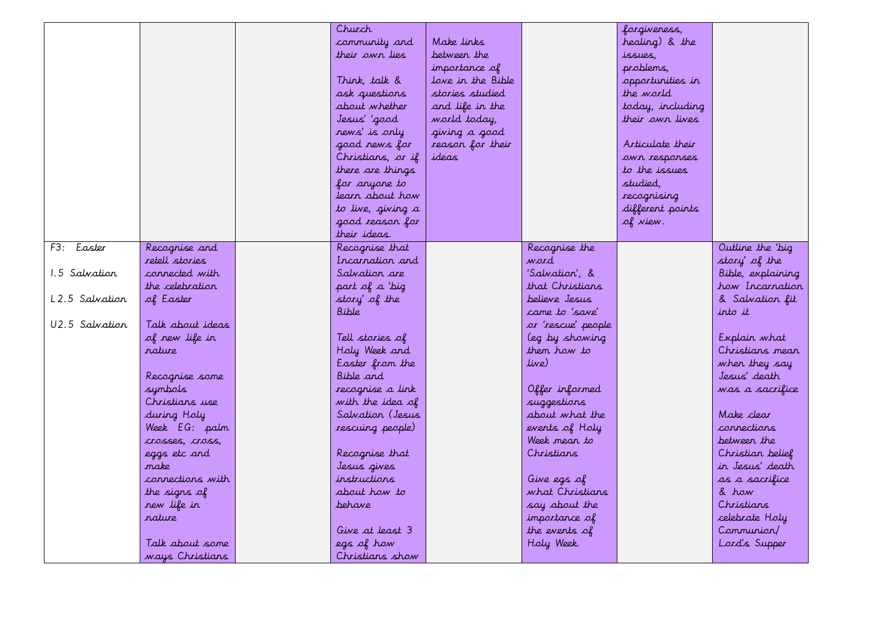| | | | | | | | |
|---|---|---|---|---|---|---|---|
| | | | Church community and their own lies<br><br>Think, talk & ask questions about whether Jesus' 'good news' is only good news for Christians, or if there are things for anyone to learn about how to live, giving a good reason for their ideas. | Make links between the importance of love in the Bible stories studied and life in the world today, giving a good reason for their ideas | | forgiveness, healing) & the issues, problems, opportunities in the world today, including their own lives<br><br>Articulate their own responses to the issues studied, recognising different points of view. | |
| F3: Easter<br><br>1.5 Salvation<br><br>L2.5 Salvation<br><br>U2.5 Salvation | Recognise and retell stories connected with the celebration of Easter<br><br>Talk about ideas of new life in nature<br><br>Recognise some symbols Christians use during Holy Week EG: palm crosses, cross, eggs etc and make connections with the signs of new life in nature<br><br>Talk about some ways Christians | | Recognise that Incarnation and Salvation are part of a 'big story' of the Bible<br><br>Tell stories of Holy Week and Easter from the Bible and recognise a link with the idea of Salvation (Jesus rescuing people)<br><br>Recognise that Jesus gives instructions about how to behave<br><br>Give at least 3 egs of how Christians show | | Recognise the word 'Salvation', & that Christians believe Jesus came to 'save' or 'rescue' people (eg by showing them how to live)<br><br>Offer informed suggestions about what the events of Holy Week mean to Christians<br><br>Give egs of what Christians say about the importance of the events of Holy Week. | | Outline the 'big story' of the Bible, explaining how Incarnation & Salvation fit into it<br><br>Explain what Christians mean when they say Jesus' death was a sacrifice<br><br>Make clear connections between the Christian belief in Jesus' death as a sacrifice & how Christians celebrate Holy Communion/ Lord's Supper |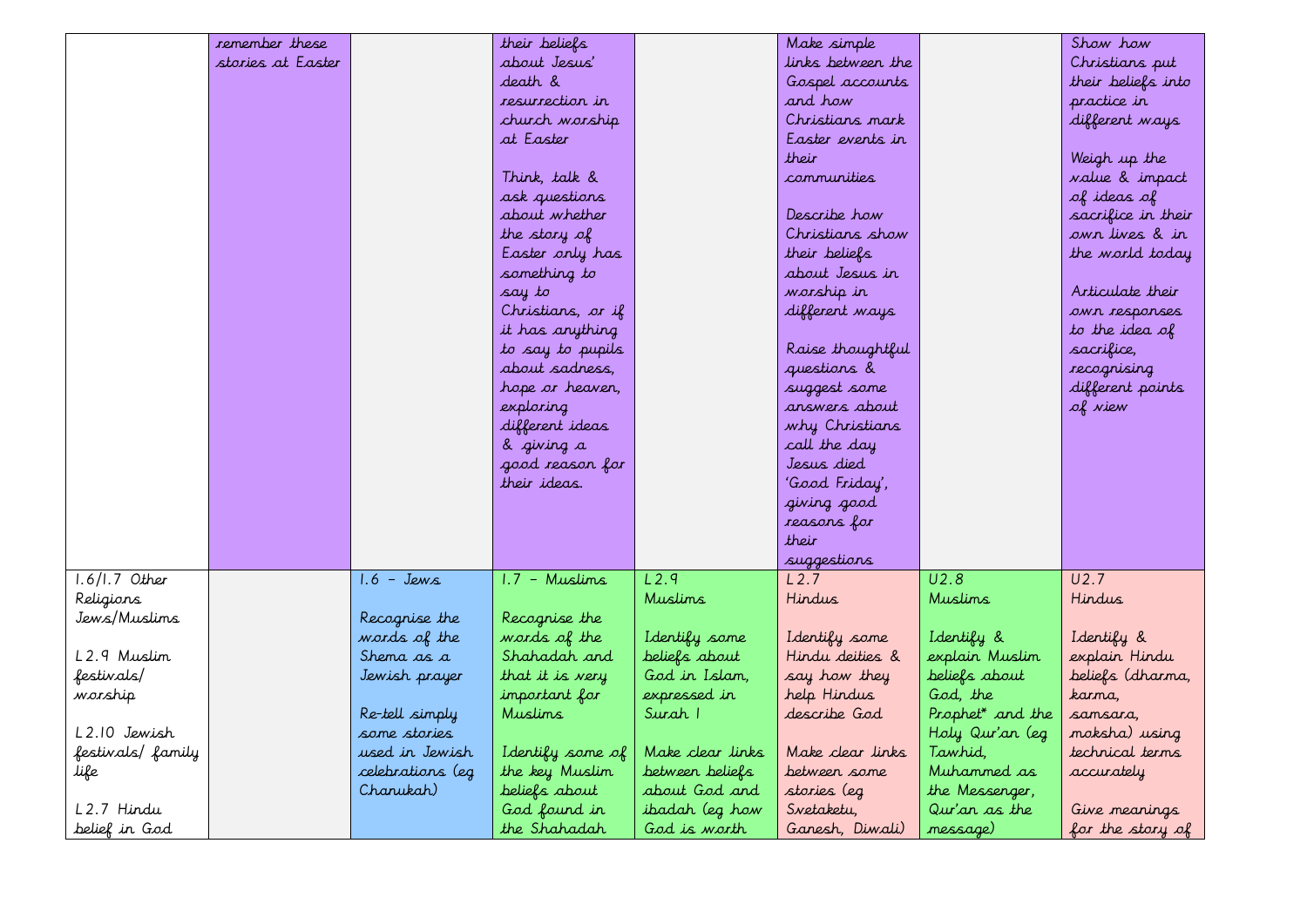| | | | | | | | |
|---|---|---|---|---|---|---|---|
| | remember these stories at Easter | | their beliefs about Jesus' death & resurrection in church worship at Easter<br><br>Think, talk & ask questions about whether the story of Easter only has something to say to Christians, or if it has anything to say to pupils about sadness, hope or heaven, exploring different ideas & giving a good reason for their ideas. | | Make simple links between the Gospel accounts and how Christians mark Easter events in their communities<br><br>Describe how Christians show their beliefs about Jesus in worship in different ways<br><br>Raise thoughtful questions & suggest some answers about why Christians call the day Jesus died 'Good Friday', giving good reasons for their suggestions | | Show how Christians put their beliefs into practice in different ways<br><br>Weigh up the value & impact of ideas of sacrifice in their own lives & in the world today<br><br>Articulate their own responses to the idea of sacrifice, recognising different points of view |
| 1.6/1.7 Other Religions Jews/Muslims<br><br>L2.9 Muslim festivals/ worship<br><br>L2.10 Jewish festivals/ family life<br><br>L2.7 Hindu belief in God | | 1.6 – Jews<br><br>Recognise the words of the Shema as a Jewish prayer<br><br>Re-tell simply some stories used in Jewish celebrations (eg Chanukah) | 1.7 – Muslims<br><br>Recognise the words of the Shahadah and that it is very important for Muslims<br><br>Identify some of the key Muslim beliefs about God found in the Shahadah | L2.9<br>Muslims<br><br>Identify some beliefs about God in Islam, expressed in Surah 1<br><br>Make clear links between beliefs about God and ibadah (eg how God is worth | L2.7<br>Hindus<br><br>Identify some Hindu deities & say how they help Hindus describe God<br><br>Make clear links between some stories (eg Svetaketu, Ganesh, Diwali) | U2.8<br>Muslims<br><br>Identify & explain Muslim beliefs about God, the Prophet* and the Holy Qur'an (eg Tawhid, Muhammed as the Messenger, Qur'an as the message) | U2.7<br>Hindus<br><br>Identify & explain Hindu beliefs (dharma, karma, samsara, moksha) using technical terms accurately<br><br>Give meanings for the story of |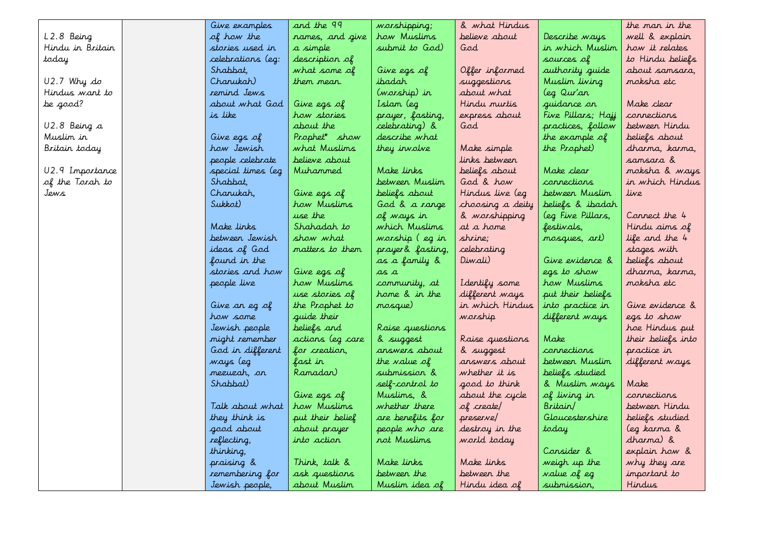| | | | | | | | |
|---|---|---|---|---|---|---|---|
| L2.8 Being Hindu in Britain today<br><br>U2.7 Why do Hindus want to be good?<br><br>U2.8 Being a Muslim in Britain today<br><br>U2.9 Importance of the Torah to Jews | | Give examples of how the stories used in celebrations (eg: Shabbat, Chanukah) remind Jews about what God is like<br><br>Give egs of how Jewish people celebrate special times (eg Shabbat, Chanukah, Sukkot)<br><br>Make links between Jewish ideas of God found in the stories and how people live<br><br>Give an eg of how some Jewish people might remember God in different ways (eg mezuzah, on Shabbat)<br><br>Talk about what they think is good about reflecting, thinking, praising & remembering for Jewish people, | and the 99 names, and give a simple description of what some of them mean.<br><br>Give egs of how stories about the Prophet* show what Muslims believe about Muhammed<br><br>Give egs of how Muslims use the Shahadah to show what matters to them<br><br>Give egs of how Muslims use stories of the Prophet to guide their beliefs and actions (eg care for creation, fast in Ramadan)<br><br>Give egs of how Muslims put their belief about prayer into action<br><br>Think, talk & ask questions about Muslim | worshipping; how Muslims submit to God)<br><br>Give egs of ibadah (worship) in Islam (eg prayer, fasting, celebrating) & describe what they involve<br><br>Make links between Muslim beliefs about God & a range of ways in which Muslims worship ( eg in prayer& fasting, as a family & as a community, at home & in the mosque)<br><br>Raise questions & suggest answers about the value of submission & self-control to Muslims, & whether there are benefits for people who are not Muslims<br><br>Make links between the Muslim idea of | & what Hindus believe about God<br><br>Offer informed suggestions about what Hindu murtis express about God<br><br>Make simple links between beliefs about God & how Hindus live (eg choosing a deity & worshipping at a home shrine; celebrating Diwali)<br><br>Identify some different ways in which Hindus worship<br><br>Raise questions & suggest answers about whether it is good to think about the cycle of create/ preserve/ destroy in the world today<br><br>Make links between the Hindu idea of | Describe ways in which Muslim sources of authority guide Muslim living (eg Qur'an guidance on Five Pillars; Hajj practices, follow the example of the Prophet)<br><br>Make clear connections between Muslim beliefs & ibadah (eg Five Pillars, festivals, mosques, art)<br><br>Give evidence & egs to show how Muslims put their beliefs into practice in different ways<br><br>Make connections between Muslim beliefs studied & Muslim ways of living in Britain/ Gloucestershire today<br><br>Consider & weigh up the value of eg submission, | the man in the well & explain how it relates to Hindu beliefs about samsara, moksha etc<br><br>Make clear connections between Hindu beliefs about dharma, karma, samsara & moksha & ways in which Hindus live<br><br>Connect the 4 Hindu aims of life and the 4 stages with beliefs about dharma, karma, moksha etc<br><br>Give evidence & egs to show hoe Hindus put their beliefs into practice in different ways<br><br>Make connections between Hindu beliefs studied (eg karma & dharma) & explain how & why they are important to Hindus |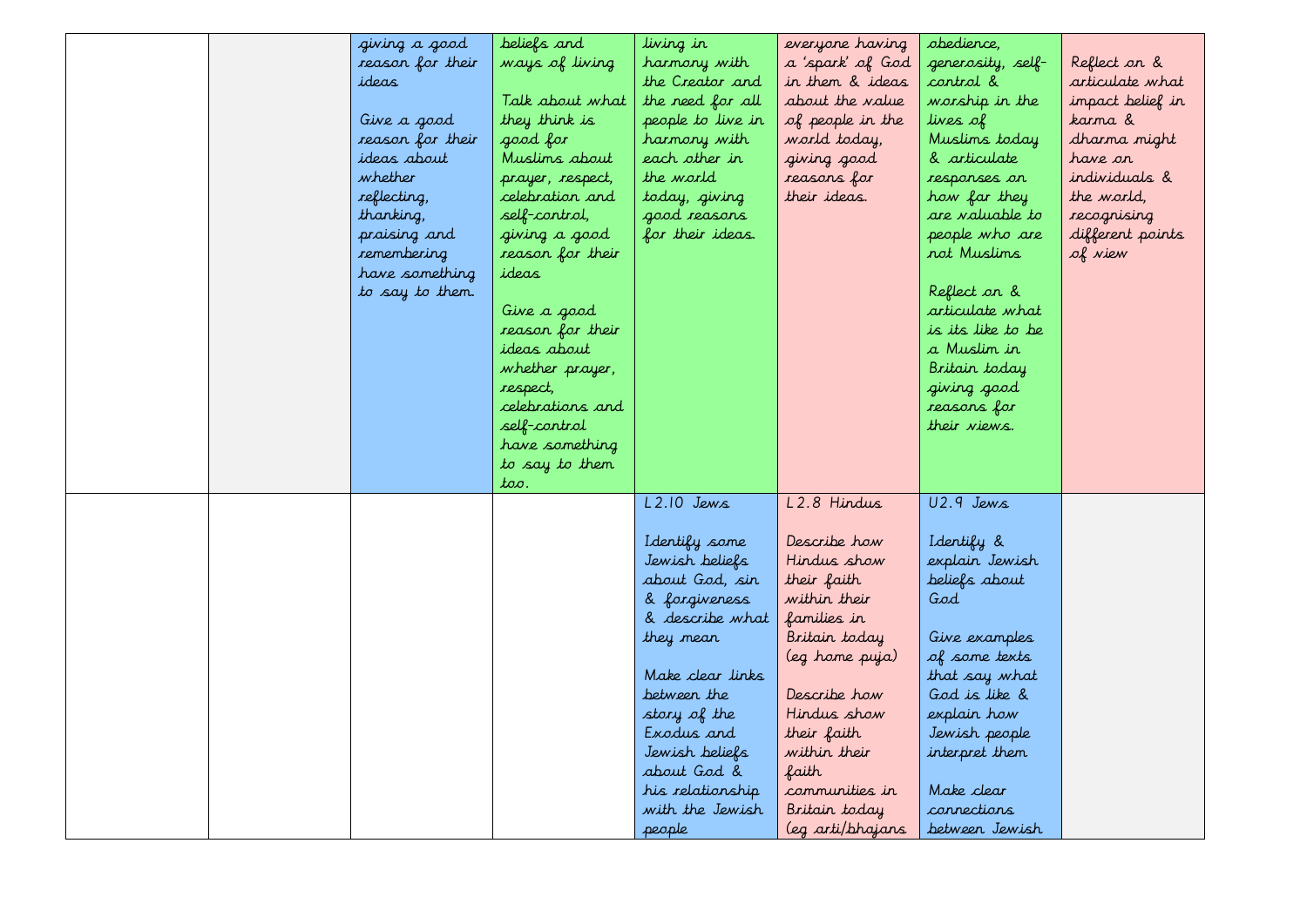| | | | | | | | |
|---|---|---|---|---|---|---|---|
| | | giving a good reason for their ideas<br><br>Give a good reason for their ideas about whether reflecting, thanking, praising and remembering have something to say to them. | beliefs and ways of living<br><br>Talk about what they think is good for Muslims about prayer, respect, celebration and self-control, giving a good reason for their ideas<br><br>Give a good reason for their ideas about whether prayer, respect, celebrations and self-control have something to say to them too. | living in harmony with the Creator and the need for all people to live in harmony with each other in the world today, giving good reasons for their ideas. | everyone having a 'spark' of God in them & ideas about the value of people in the world today, giving good reasons for their ideas. | obedience, generosity, self-control & worship in the lives of Muslims today & articulate responses on how far they are valuable to people who are not Muslims<br><br>Reflect on & articulate what is its like to be a Muslim in Britain today giving good reasons for their views. | Reflect on & articulate what impact belief in karma & dharma might have on individuals & the world, recognising different points of view |
| | | | | L2.10 Jews<br><br>Identify some Jewish beliefs about God, sin & forgiveness & describe what they mean<br><br>Make clear links between the story of the Exodus and Jewish beliefs about God & his relationship with the Jewish people | L2.8 Hindus<br><br>Describe how Hindus show their faith within their families in Britain today (eg home puja)<br><br>Describe how Hindus show their faith within their faith communities in Britain today (eg arti/bhajans | U2.9 Jews<br><br>Identify & explain Jewish beliefs about God<br><br>Give examples of some texts that say what God is like & explain how Jewish people interpret them<br><br>Make clear connections between Jewish | |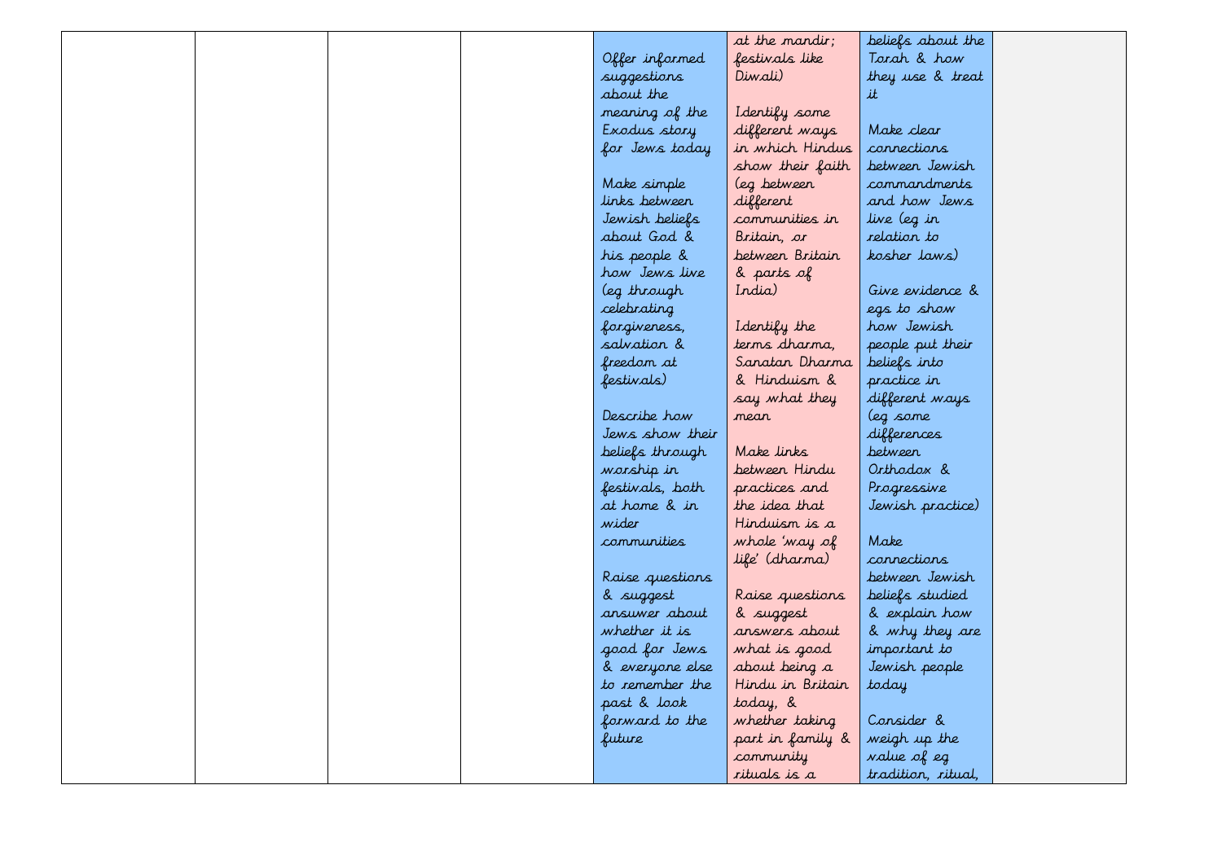|  |  |  |  | Offer informed suggestions about the meaning of the Exodus story for Jews today<br><br>Make simple links between Jewish beliefs about God & his people & how Jews live (eg through celebrating forgiveness, salvation & freedom at festivals)<br><br>Describe how Jews show their beliefs through worship in festivals, both at home & in wider communities<br><br>Raise questions & suggest answuer about whether it is good for Jews & everyone else to remember the past & look forward to the future | at the mandir; festivals like Diwali)<br><br>Identify some different ways in which Hindus show their faith (eg between different communities in Britain, or between Britain & parts of India)<br><br>Identify the terms dharma, Sanatan Dharma & Hinduism & say what they mean<br><br>Make links between Hindu practices and the idea that Hinduism is a whole 'way of life' (dharma)<br><br>Raise questions & suggest answers about what is good about being a Hindu in Britain today, & whether taking part in family & community rituals is a | beliefs about the Torah & how they use & treat it<br><br>Make clear connections between Jewish commandments and how Jews live (eg in relation to kosher laws)<br><br>Give evidence & egs to show how Jewish people put their beliefs into practice in different ways (eg some differences between Orthodox & Progressive Jewish practice)<br><br>Make connections between Jewish beliefs studied & explain how & why they are important to Jewish people today<br><br>Consider & weigh up the value of eg tradition, ritual, |  |
|---|---|---|---|---|---|---|---|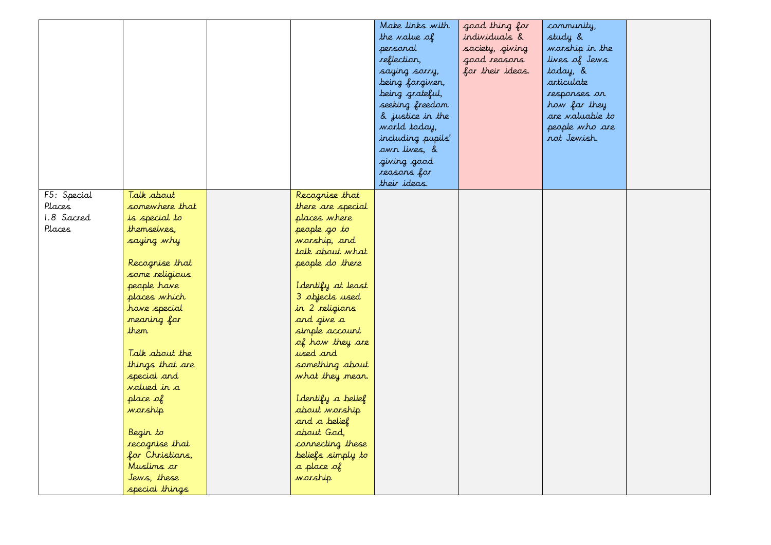| | | | | | | | |
|---|---|---|---|---|---|---|---|
| | | | | Make links with the value of personal reflection, saying sorry, being forgiven, being grateful, seeking freedom & justice in the world today, including pupils' own lives, & giving good reasons for their ideas. | good thing for individuals & society, giving good reasons for their ideas. | community, study & worship in the lives of Jews today, & articulate responses on how far they are valuable to people who are not Jewish. | |
| F5: Special Places<br>1.8 Sacred Places | Talk about somewhere that is special to themselves, saying why<br><br>Recognise that some religious people have places which have special meaning for them<br><br>Talk about the things that are special and valued in a place of worship<br><br>Begin to recognise that for Christians, Muslims or Jews, these special things | | Recognise that there are special places where people go to worship, and talk about what people do there<br><br>Identify at least 3 objects used in 2 religions and give a simple account of how they are used and something about what they mean.<br><br>Identify a belief about worship and a belief about God, connecting these beliefs simply to a place of worship | | | | |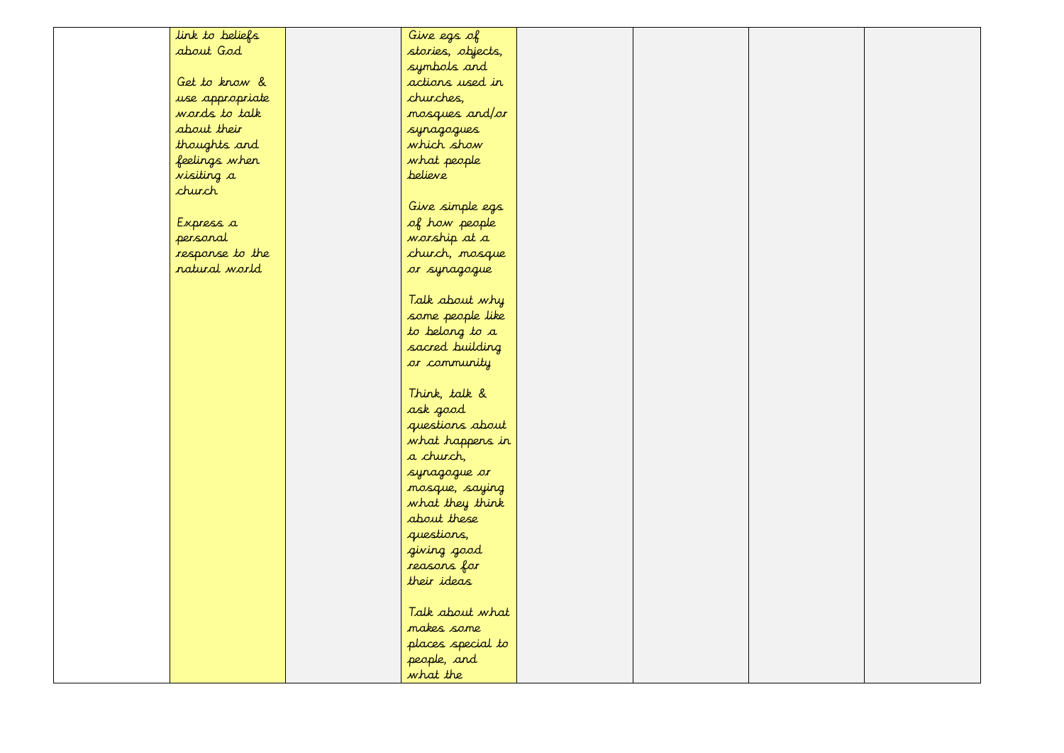|  |  |  |  |  |  |  |  |
|---|---|---|---|---|---|---|---|
|  | link to beliefs about God<br><br>Get to know & use appropriate words to talk about their thoughts and feelings when visiting a church<br><br>Express a personal response to the natural world |  | Give egs of stories, objects, symbols and actions used in churches, mosques and/or synagogues which show what people believe<br><br>Give simple egs of how people worship at a church, mosque or synagogue<br><br>Talk about why some people like to belong to a sacred building or community<br><br>Think, talk & ask good questions about what happens in a church, synagogue or mosque, saying what they think about these questions, giving good reasons for their ideas<br><br>Talk about what makes some places special to people, and what the |  |  |  |  |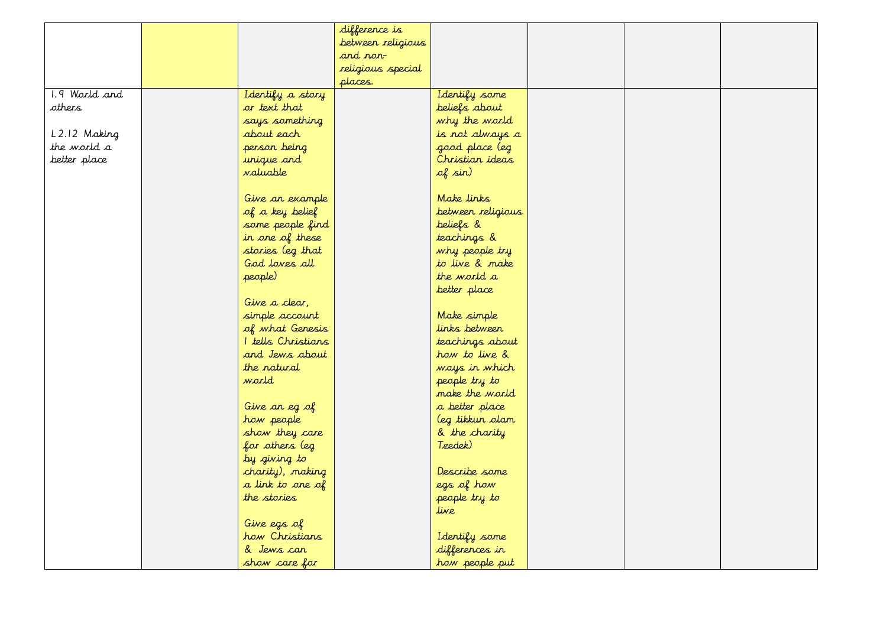| | | | | | | | |
|---|---|---|---|---|---|---|---|
| | | | difference is between religious and non-religious special places. | | | | |
| 1.9 World and others<br><br>L2.12 Making the world a better place | | Identify a story or text that says something about each person being unique and valuable<br><br>Give an example of a key belief some people find in one of these stories (eg that God loves all people)<br><br>Give a clear, simple account of what Genesis 1 tells Christians and Jews about the natural world<br><br>Give an eg of how people show they care for others (eg by giving to charity), making a link to one of the stories<br><br>Give egs of how Christians & Jews can show care for | | Identify some beliefs about why the world is not always a good place (eg Christian ideas of sin)<br><br>Make links between religious beliefs & teachings & why people try to live & make the world a better place<br><br>Make simple links between teachings about how to live & ways in which people try to make the world a better place (eg tikkun olam & the charity Tzedek)<br><br>Describe some egs of how people try to live<br><br>Identify some differences in how people put | | | |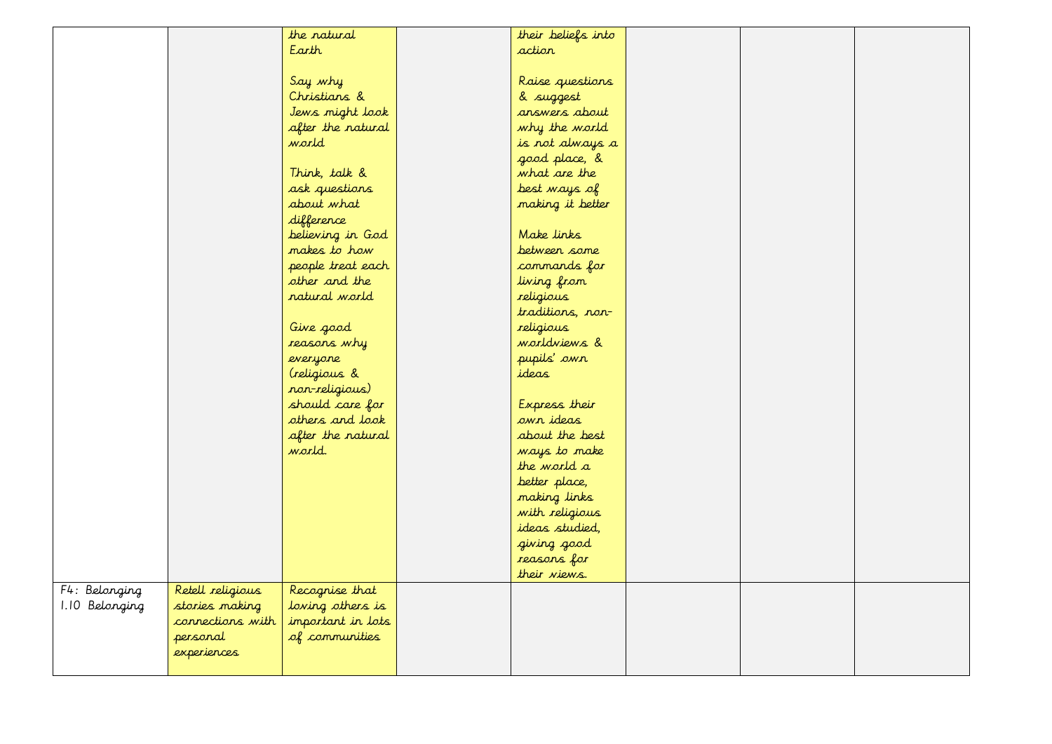| | | | | | | | |
|---|---|---|---|---|---|---|---|
| | | the natural Earth<br><br>Say why Christians & Jews might look after the natural world<br><br>Think, talk & ask questions about what difference believing in God makes to how people treat each other and the natural world<br><br>Give good reasons why everyone (religious & non-religious) should care for others and look after the natural world. | | their beliefs into action<br><br>Raise questions & suggest answers about why the world is not always a good place, & what are the best ways of making it better<br><br>Make links between some commands for living from religious traditions, non-religious worldviews & pupils' own ideas<br><br>Express their own ideas about the best ways to make the world a better place, making links with religious ideas studied, giving good reasons for their views. | | | |
| F4: Belonging<br>1.10 Belonging | Retell religious stories making connections with personal experiences | Recognise that loving others is important in lots of communities | | | | | |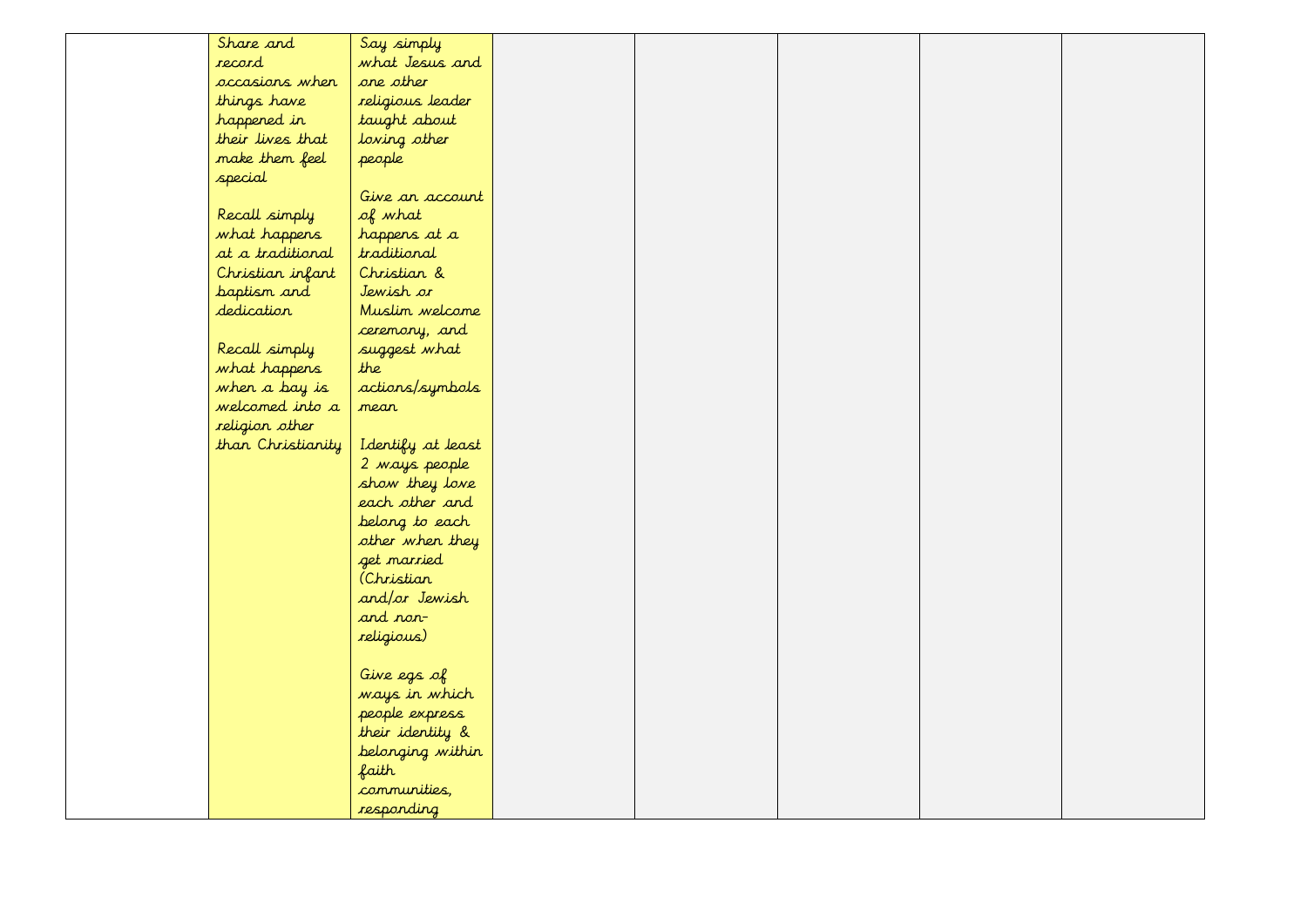| | | | | | | | |
|---|---|---|---|---|---|---|---|
| | Share and record occasions when things have happened in their lives that make them feel special<br><br>Recall simply what happens at a traditional Christian infant baptism and dedication<br><br>Recall simply what happens when a boy is welcomed into a religion other than Christianity | Say simply what Jesus and one other religious leader taught about loving other people<br><br>Give an account of what happens at a traditional Christian & Jewish or Muslim welcome ceremony, and suggest what the actions/symbols mean<br><br>Identify at least 2 ways people show they love each other and belong to each other when they get married (Christian and/or Jewish and non-religious)<br><br>Give egs of ways in which people express their identity & belonging within faith communities, responding | | | | | |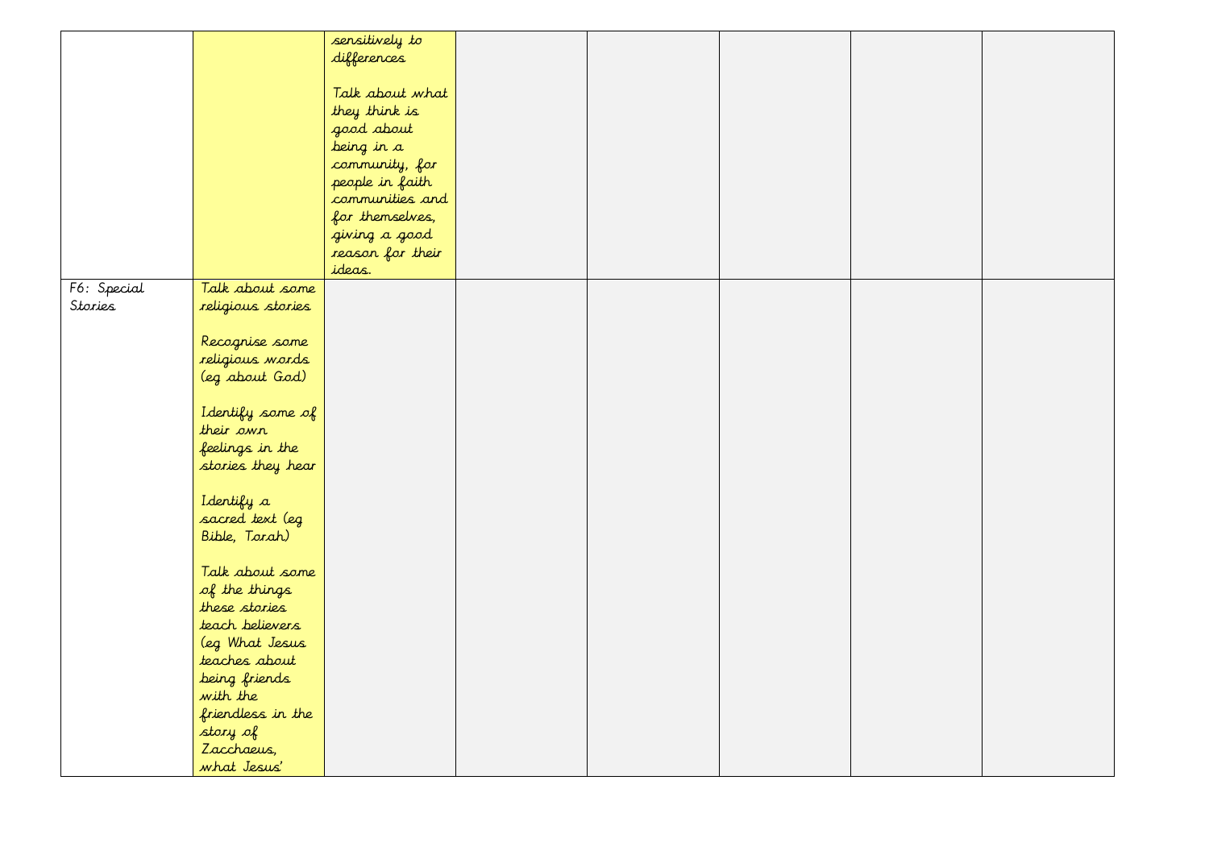| | | | | | | | |
|---|---|---|---|---|---|---|---|
| | | sensitively to differences<br><br>Talk about what they think is good about being in a community, for people in faith communities and for themselves, giving a good reason for their ideas. | | | | | |
| F6: Special Stories | Talk about some religious stories<br><br>Recognise some religious words (eg about God)<br><br>Identify some of their own feelings in the stories they hear<br><br>Identify a sacred text (eg Bible, Torah)<br><br>Talk about some of the things these stories teach believers (eg What Jesus teaches about being friends with the friendless in the story of Zacchaeus, what Jesus' | | | | | | |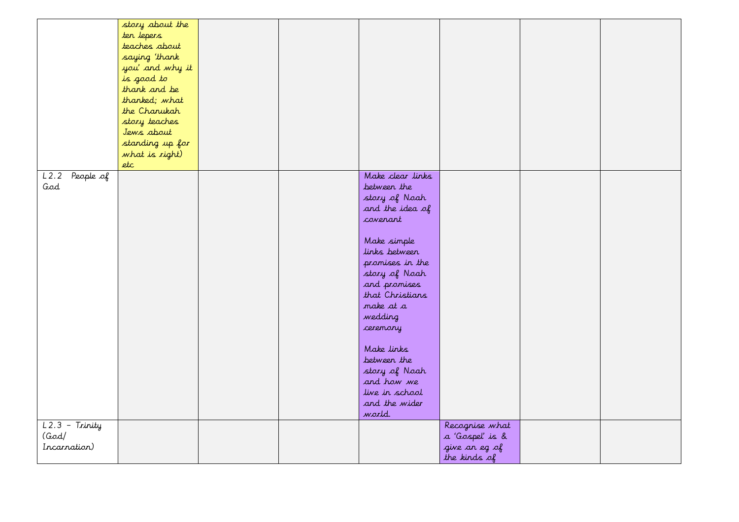| | | | | | | | |
|---|---|---|---|---|---|---|---|
| | story about the ten lepers teaches about saying 'thank you' and why it is good to thank and be thanked; what the Chanukah story teaches Jews about standing up for what is right) etc | | | | | | |
| L2.2 People of God | | | | Make clear links between the story of Noah and the idea of covenant<br><br>Make simple links between promises in the story of Noah and promises that Christians make at a wedding ceremony<br><br>Make links between the story of Noah and how we live in school and the wider world. | | | |
| L2.3 – Trinity (God/ Incarnation) | | | | | Recognise what a 'Gospel' is & give an eg of the kinds of | | |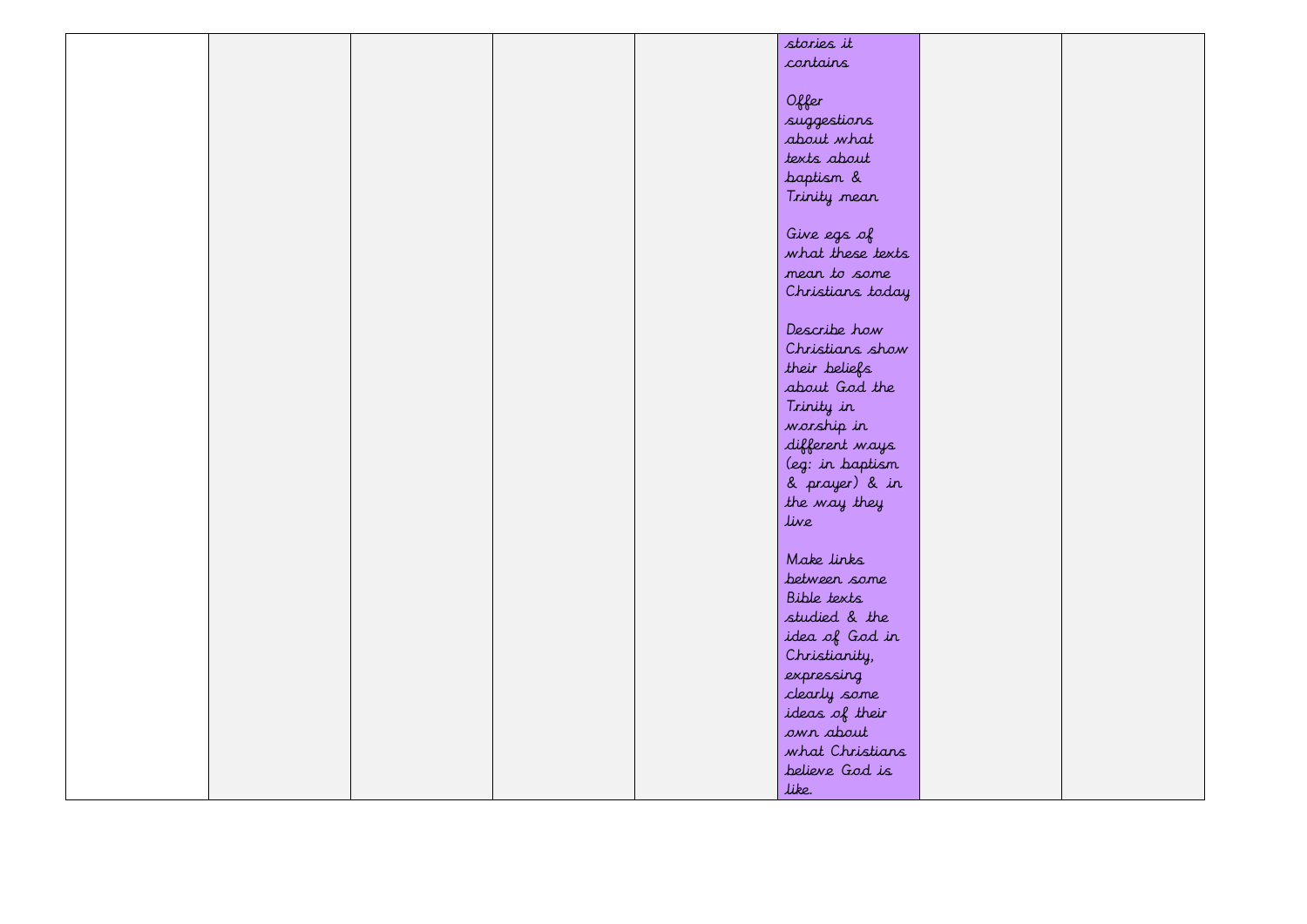| | | | | | | | |
|---|---|---|---|---|---|---|---|
| | | | | | stories it contains<br><br>Offer suggestions about what texts about baptism & Trinity mean<br><br>Give egs of what these texts mean to some Christians today<br><br>Describe how Christians show their beliefs about God the Trinity in worship in different ways (eg: in baptism & prayer) & in the way they live<br><br>Make links between some Bible texts studied & the idea of God in Christianity, expressing clearly some ideas of their own about what Christians believe God is like. | | |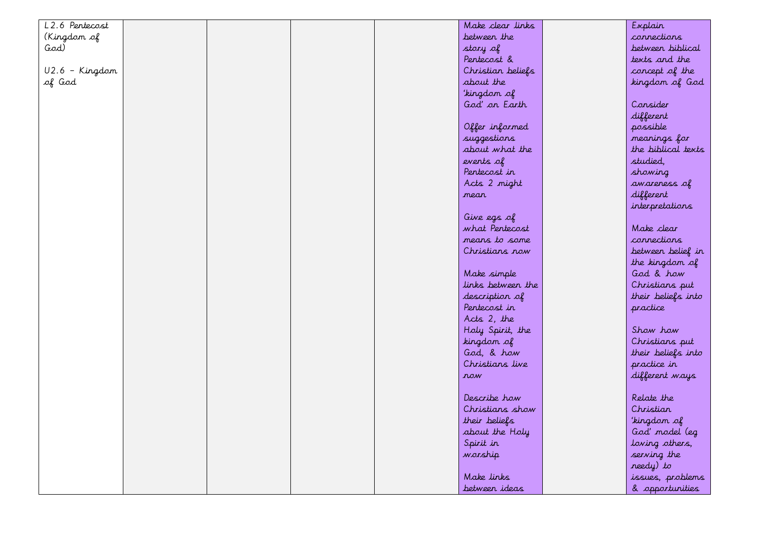| | | | | | | | |
|---|---|---|---|---|---|---|---|
| L2.6 Pentecost (Kingdom of God)<br><br>U2.6 – Kingdom of God | | | | | Make clear links between the story of Pentecost & Christian beliefs about the 'kingdom of God' on Earth<br><br>Offer informed suggestions about what the events of Pentecost in Acts 2 might mean<br><br>Give egs of what Pentecost means to some Christians now<br><br>Make simple links between the description of Pentecost in Acts 2, the Holy Spirit, the kingdom of God, & how Christians live now<br><br>Describe how Christians show their beliefs about the Holy Spirit in worship<br><br>Make links between ideas | | Explain connections between biblical texts and the concept of the kingdom of God<br><br>Consider different possible meanings for the biblical texts studied, showing awareness of different interpretations<br><br>Make clear connections between belief in the kingdom of God & how Christians put their beliefs into practice<br><br>Show how Christians put their beliefs into practice in different ways<br><br>Relate the Christian 'kingdom of God' model (eg loving others, serving the needy) to issues, problems & opportunities |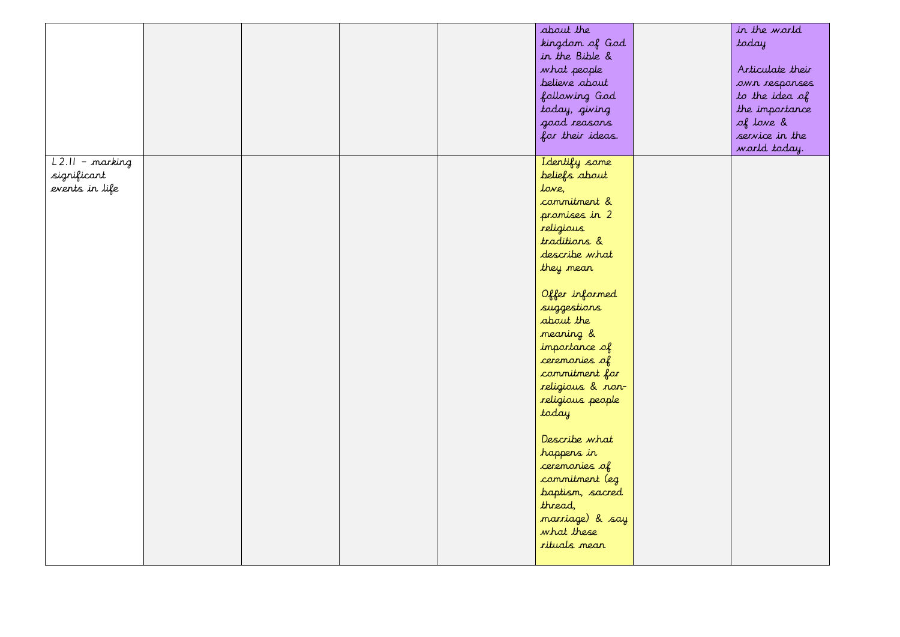| | | | | | | | |
|---|---|---|---|---|---|---|---|
| | | | | | about the kingdom of God in the Bible & what people believe about following God today, giving good reasons for their ideas. | | in the world today<br><br>Articulate their own responses to the idea of the importance of love & service in the world today. |
| L2.11 – marking significant events in life | | | | | Identify some beliefs about love, commitment & promises in 2 religious traditions & describe what they mean<br><br>Offer informed suggestions about the meaning & importance of ceremonies of commitment for religious & non-religious people today<br><br>Describe what happens in ceremonies of commitment (eg baptism, sacred thread, marriage) & say what these rituals mean | | |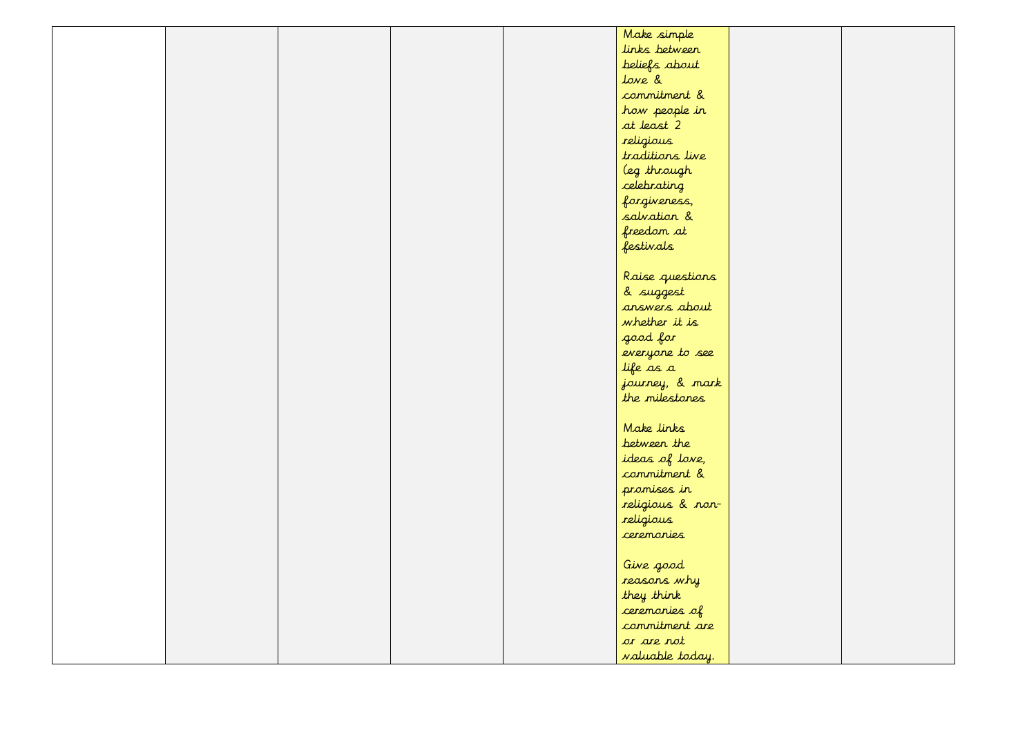|  |  |  |  |  | Make simple links between beliefs about love & commitment & how people in at least 2 religious traditions live (eg through celebrating forgiveness, salvation & freedom at festivals<br><br>Raise questions & suggest answers about whether it is good for everyone to see life as a journey, & mark the milestones<br><br>Make links between the ideas of love, commitment & promises in religious & non-religious ceremonies<br><br>Give good reasons why they think ceremonies of commitment are or are not valuable today. |  |  |
|---|---|---|---|---|---|---|---|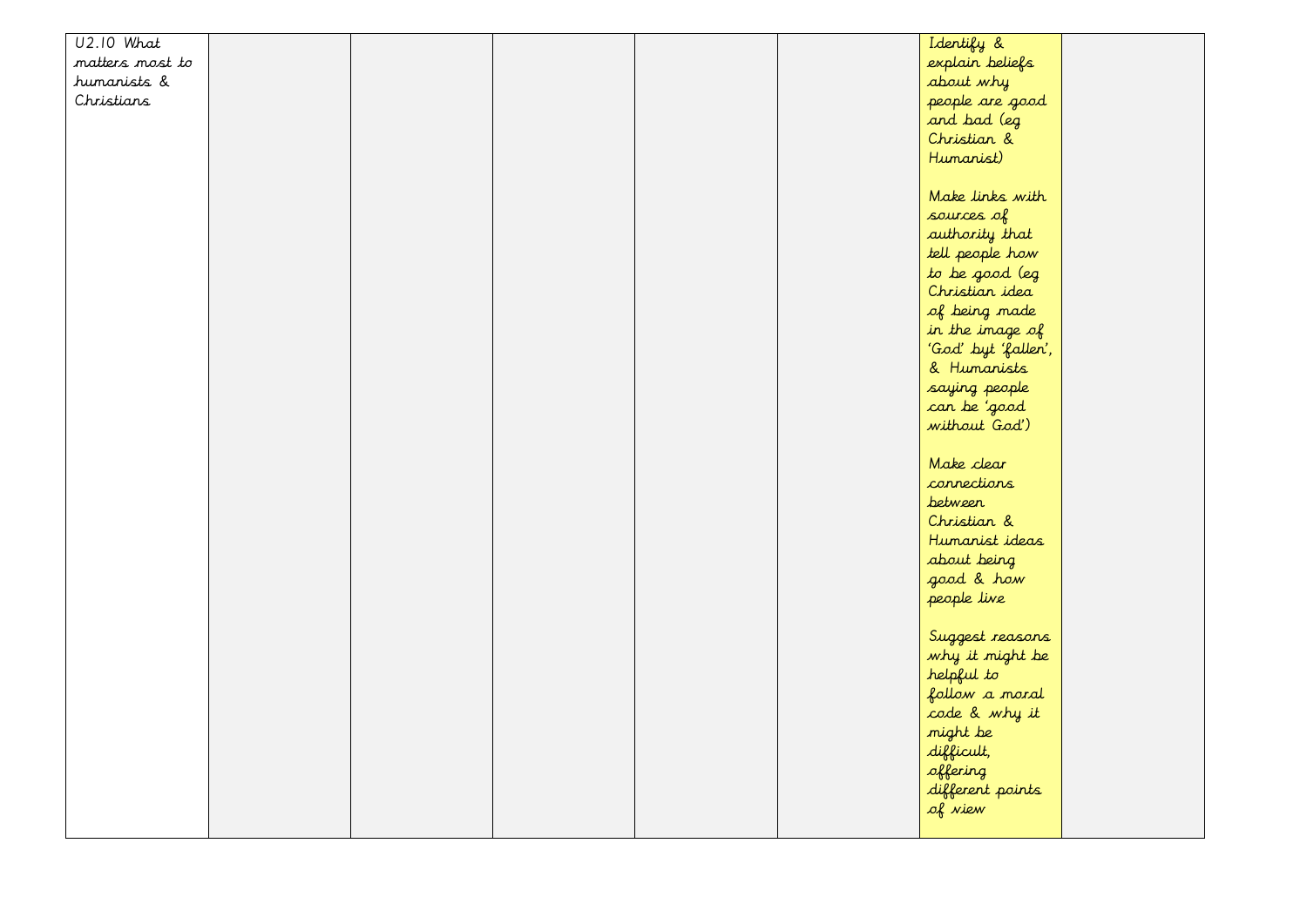| U2.10 What matters most to humanists & Christians | | | | | | Identify & explain beliefs about why people are good and bad (eg Christian & Humanist)<br><br>Make links with sources of authority that tell people how to be good (eg Christian idea of being made in the image of 'God' byt 'fallen', & Humanists saying people can be 'good without God')<br><br>Make clear connections between Christian & Humanist ideas about being good & how people live<br><br>Suggest reasons why it might be helpful to follow a moral code & why it might be difficult, offering different points of view | |
|---|---|---|---|---|---|---|---|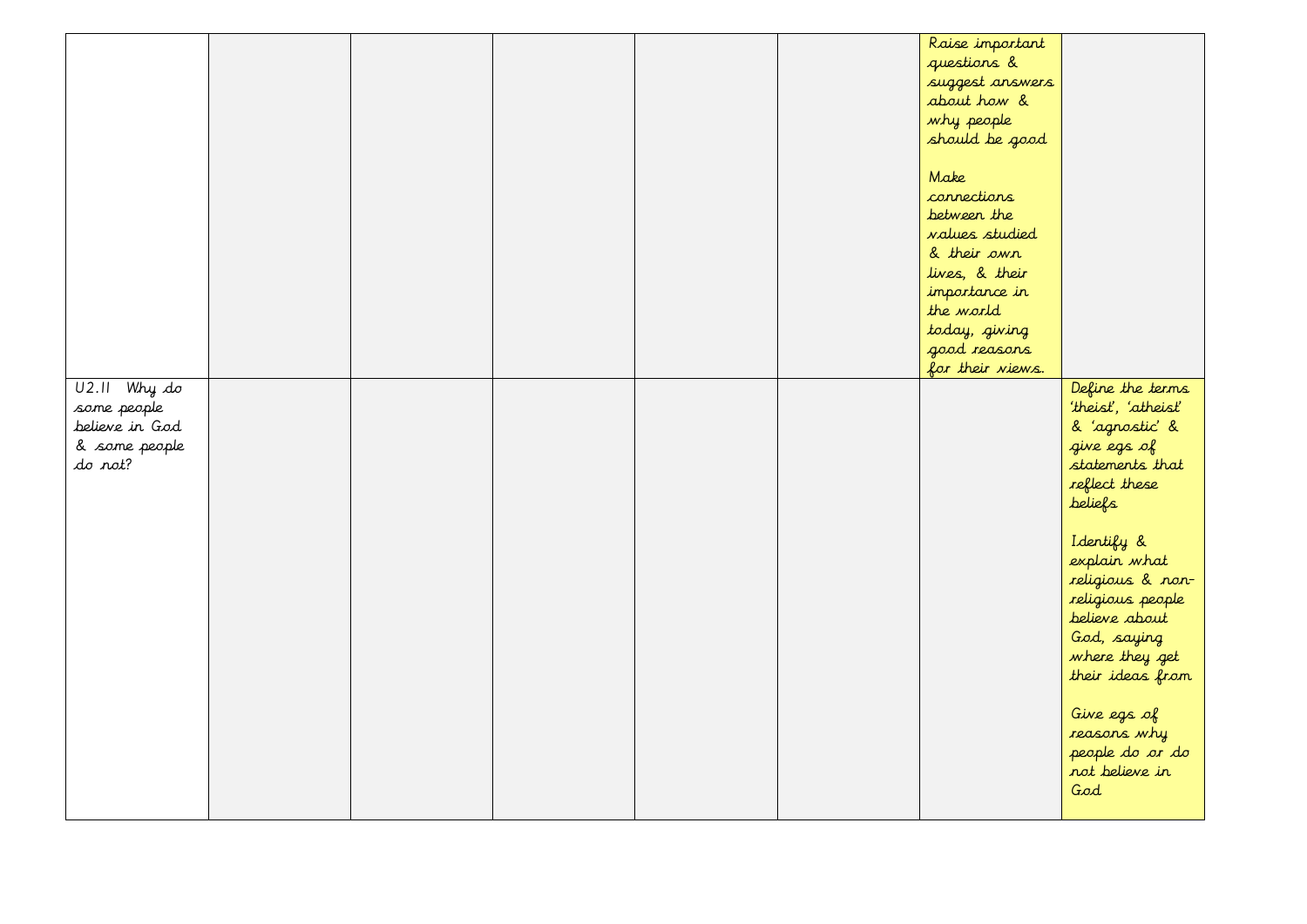|  |  |  |  |  |  |  |  |
|---|---|---|---|---|---|---|---|
|  |  |  |  |  |  | Raise important questions & suggest answers about how & why people should be good<br><br>Make connections between the values studied & their own lives, & their importance in the world today, giving good reasons for their views. |  |
| U2.11 Why do some people believe in God & some people do not? |  |  |  |  |  |  | Define the terms 'theist', 'atheist' & 'agnostic' & give egs of statements that reflect these beliefs<br><br>Identify & explain what religious & non-religious people believe about God, saying where they get their ideas from<br><br>Give egs of reasons why people do or do not believe in God |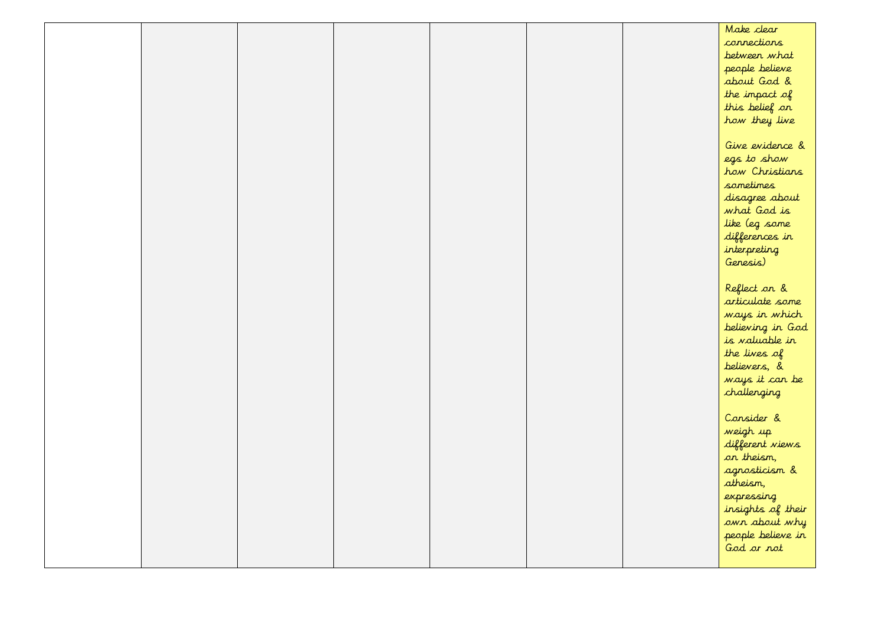| | | | | | | | |
|---|---|---|---|---|---|---|---|
| | | | | | | | Make clear connections between what people believe about God & the impact of this belief on how they live<br><br>Give evidence & egs to show how Christians sometimes disagree about what God is like (eg some differences in interpreting Genesis)<br><br>Reflect on & articulate some ways in which believing in God is valuable in the lives of believers, & ways it can be challenging<br><br>Consider & weigh up different views on theism, agnosticism & atheism, expressing insights of their own about why people believe in God or not |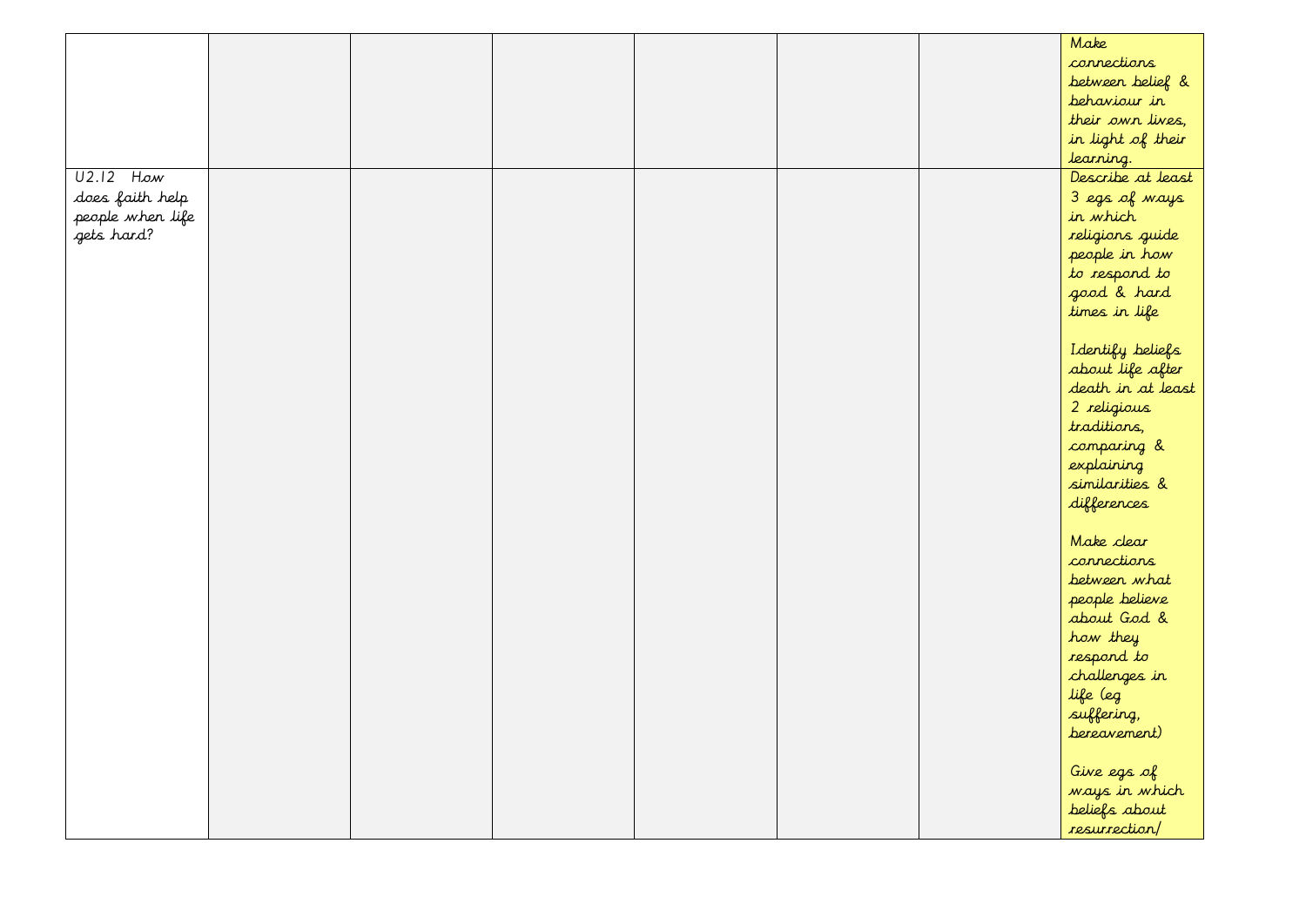| | | | | | | | |
|---|---|---|---|---|---|---|---|
| | | | | | | | Make connections between belief & behaviour in their own lives, in light of their learning. |
| U2.12 How does faith help people when life gets hard? | | | | | | | Describe at least 3 egs of ways in which religions guide people in how to respond to good & hard times in life<br><br>Identify beliefs about life after death in at least 2 religious traditions, comparing & explaining similarities & differences<br><br>Make clear connections between what people believe about God & how they respond to challenges in life (eg suffering, bereavement)<br><br>Give egs of ways in which beliefs about resurrection/ |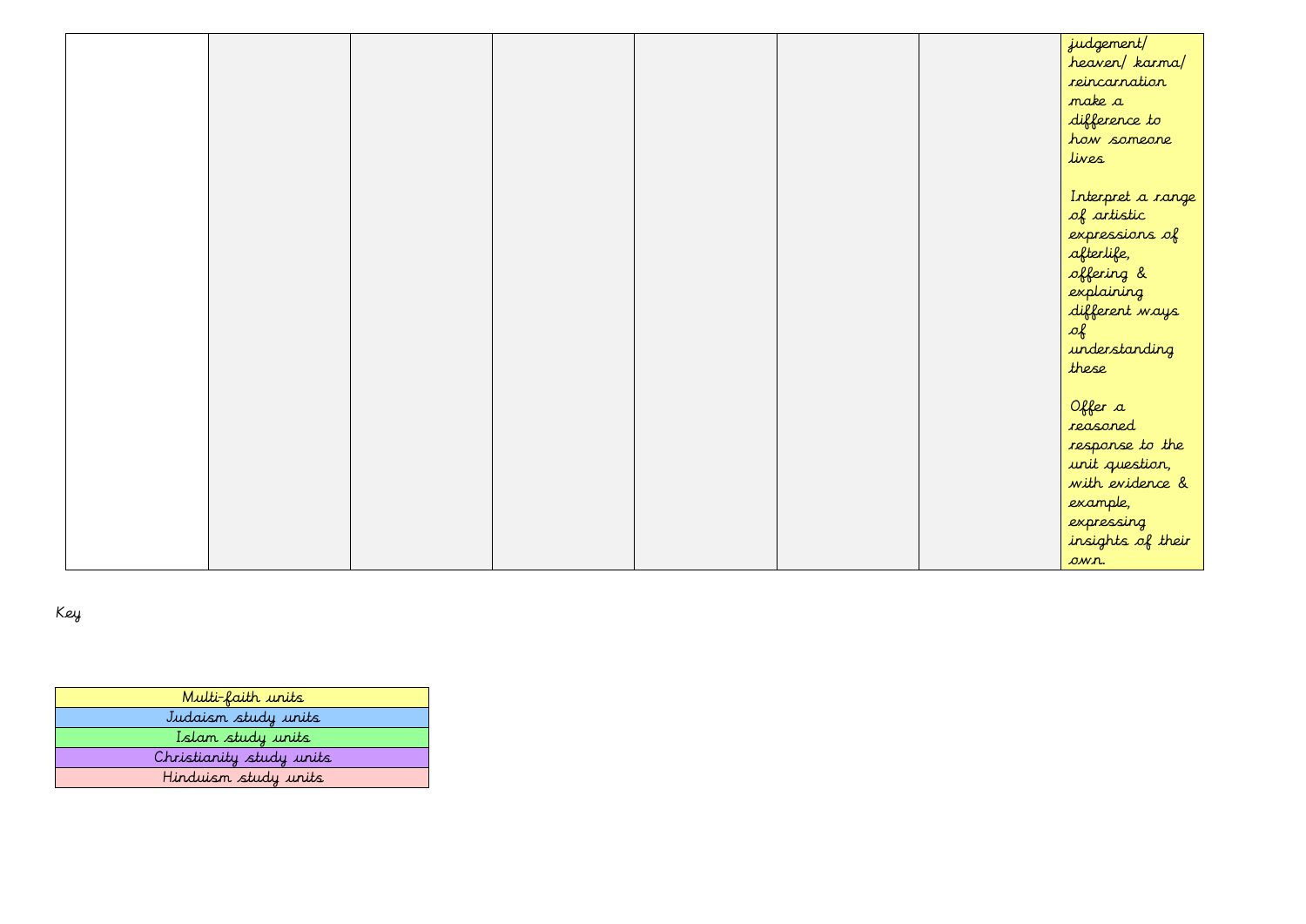| | | | | | | | |
|---|---|---|---|---|---|---|---|
| | | | | | | | judgement/ heaven/ karma/ reincarnation make a difference to how someone lives<br><br>Interpret a range of artistic expressions of afterlife, offering & explaining different ways of understanding these<br><br>Offer a reasoned response to the unit question, with evidence & example, expressing insights of their own. |

Key

| |
|---|
| Multi-faith units |
| Judaism study units |
| Islam study units |
| Christianity study units |
| Hinduism study units |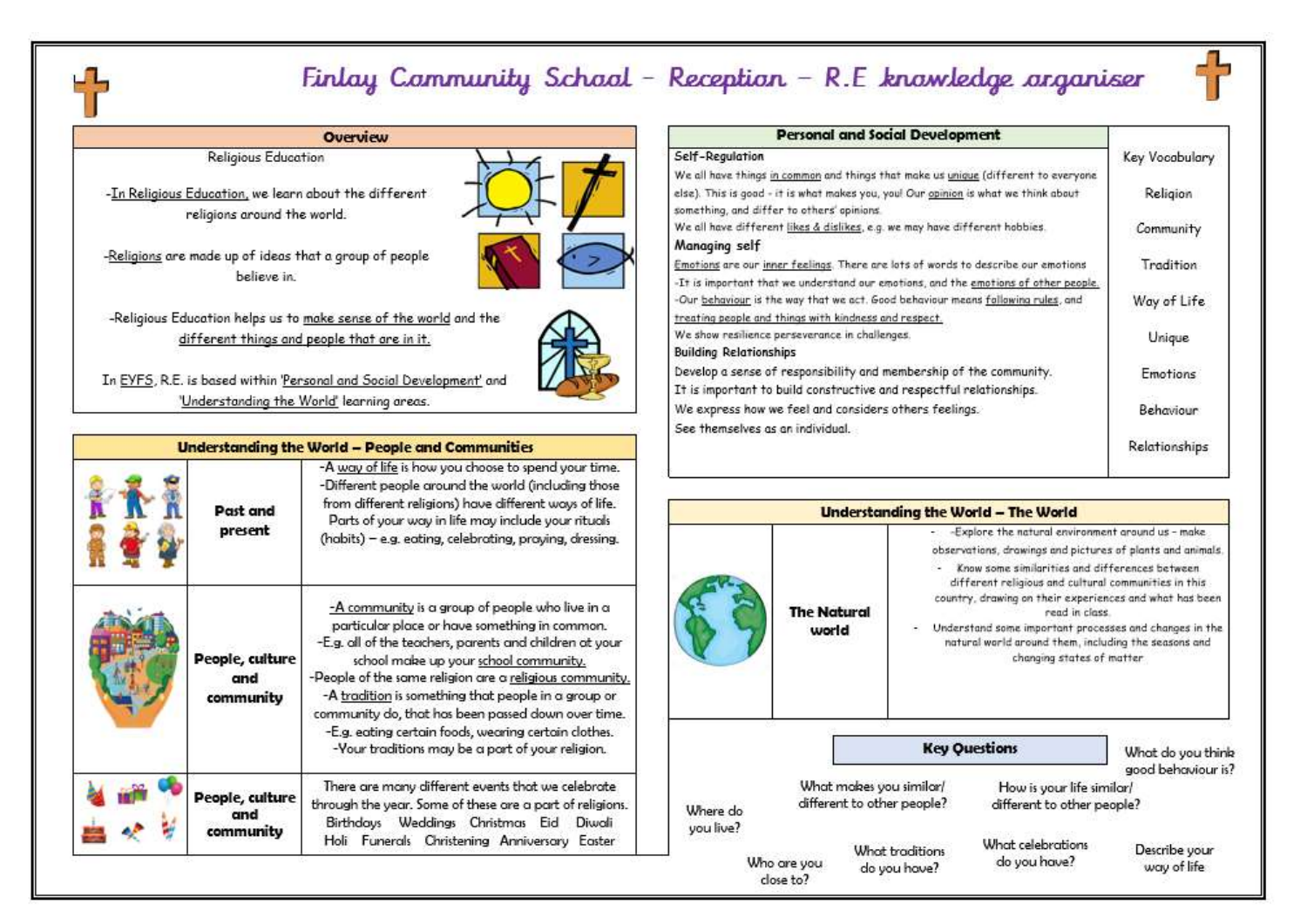# Finlay Community School – Reception – R.E knowledge organiser

## Overview

Religious Education

-In Religious Education, we learn about the different religions around the world.

-Religions are made up of ideas that a group of people believe in.

-Religious Education helps us to make sense of the world and the different things and people that are in it.

In EYFS, R.E. is based within 'Personal and Social Development' and 'Understanding the World' learning areas.

## Understanding the World – People and Communities

| | |
|---|---|
| **Past and present** | -A way of life is how you choose to spend your time.<br>-Different people around the world (including those from different religions) have different ways of life.<br>Parts of your way in life may include your rituals (habits) – e.g. eating, celebrating, praying, dressing. |
| **People, culture and community** | -A community is a group of people who live in a particular place or have something in common.<br>-E.g. all of the teachers, parents and children at your school make up your school community.<br>-People of the same religion are a religious community.<br>-A tradition is something that people in a group or community do, that has been passed down over time.<br>-E.g. eating certain foods, wearing certain clothes.<br>-Your traditions may be a part of your religion. |
| **People, culture and community** | There are many different events that we celebrate through the year. Some of these are a part of religions.<br>Birthdays Weddings Christmas Eid Diwali Holi Funerals Christening Anniversary Easter |

## Personal and Social Development

**Self-Regulation**

We all have things in common and things that make us unique (different to everyone else). This is good - it is what makes you, you! Our opinion is what we think about something, and differ to others' opinions.

We all have different likes & dislikes, e.g. we may have different hobbies.

**Managing self**

Emotions are our inner feelings. There are lots of words to describe our emotions

-It is important that we understand our emotions, and the emotions of other people.

-Our behaviour is the way that we act. Good behaviour means following rules, and treating people and things with kindness and respect.

We show resilience perseverance in challenges.

**Building Relationships**

Develop a sense of responsibility and membership of the community.

It is important to build constructive and respectful relationships.

We express how we feel and considers others feelings.

See themselves as an individual.

**Key Vocabulary**

- Religion
- Community
- Tradition
- Way of Life
- Unique
- Emotions
- Behaviour
- Relationships

## Understanding the World – The World

| | |
|---|---|
| **The Natural world** | - -Explore the natural environment around us - make observations, drawings and pictures of plants and animals.<br>- Know some similarities and differences between different religious and cultural communities in this country, drawing on their experiences and what has been read in class.<br>- Understand some important processes and changes in the natural world around them, including the seasons and changing states of matter |

## Key Questions

- Where do you live?
- What makes you similar/ different to other people?
- How is your life similar/ different to other people?
- What do you think good behaviour is?
- Who are you close to?
- What traditions do you have?
- What celebrations do you have?
- Describe your way of life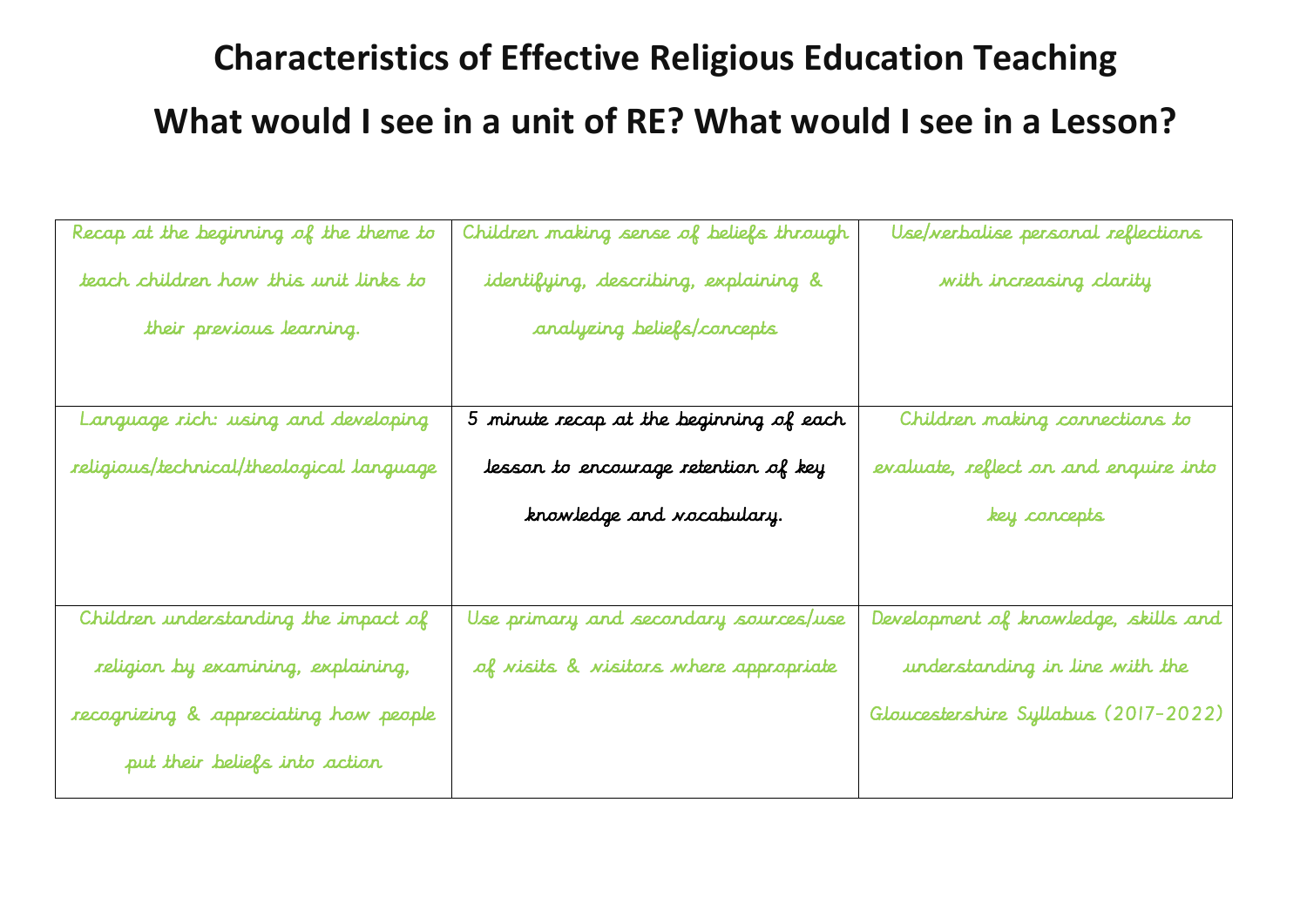# Characteristics of Effective Religious Education Teaching

## What would I see in a unit of RE? What would I see in a Lesson?

| | | |
|---|---|---|
| Recap at the beginning of the theme to teach children how this unit links to their previous learning. | Children making sense of beliefs through identifying, describing, explaining & analyzing beliefs/concepts | Use/verbalise personal reflections with increasing clarity |
| Language rich: using and developing religious/technical/theological language | 5 minute recap at the beginning of each lesson to encourage retention of key knowledge and vocabulary. | Children making connections to evaluate, reflect on and enquire into key concepts |
| Children understanding the impact of religion by examining, explaining, recognizing & appreciating how people put their beliefs into action | Use primary and secondary sources/use of visits & visitors where appropriate | Development of knowledge, skills and understanding in line with the Gloucestershire Syllabus (2017-2022) |